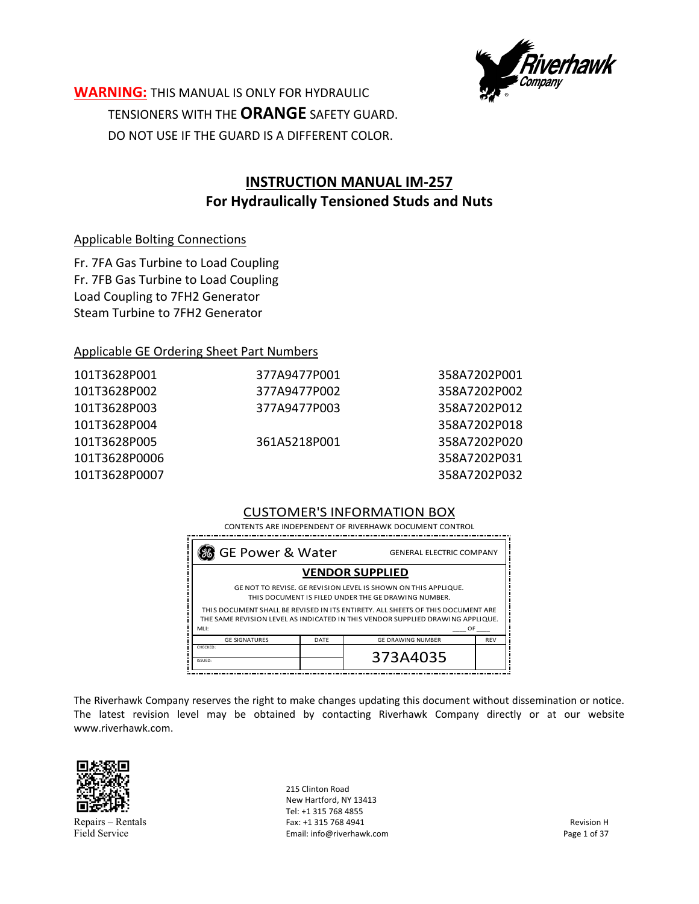**WARNING:** THIS MANUAL IS ONLY FOR HYDRAULIC TENSIONERS WITH THE **ORANGE** SAFETY GUARD. DO NOT USE IF THE GUARD IS A DIFFERENT COLOR.

# INSTRUCTION MANUAL IM-257
## For Hydraulically Tensioned Studs and Nuts

Applicable Bolting Connections

Fr. 7FA Gas Turbine to Load Coupling
Fr. 7FB Gas Turbine to Load Coupling
Load Coupling to 7FH2 Generator
Steam Turbine to 7FH2 Generator

Applicable GE Ordering Sheet Part Numbers

| | | |
|---|---|---|
| 101T3628P001 | 377A9477P001 | 358A7202P001 |
| 101T3628P002 | 377A9477P002 | 358A7202P002 |
| 101T3628P003 | 377A9477P003 | 358A7202P012 |
| 101T3628P004 | | 358A7202P018 |
| 101T3628P005 | 361A5218P001 | 358A7202P020 |
| 101T3628P0006 | | 358A7202P031 |
| 101T3628P0007 | | 358A7202P032 |

CUSTOMER'S INFORMATION BOX

CONTENTS ARE INDEPENDENT OF RIVERHAWK DOCUMENT CONTROL

GE Power & Water — GENERAL ELECTRIC COMPANY

**VENDOR SUPPLIED**

GE NOT TO REVISE. GE REVISION LEVEL IS SHOWN ON THIS APPLIQUE. THIS DOCUMENT IS FILED UNDER THE GE DRAWING NUMBER.

THIS DOCUMENT SHALL BE REVISED IN ITS ENTIRETY. ALL SHEETS OF THIS DOCUMENT ARE THE SAME REVISION LEVEL AS INDICATED IN THIS VENDOR SUPPLIED DRAWING APPLIQUE.

MLI: ____ OF ____

| GE SIGNATURES | DATE | GE DRAWING NUMBER | REV |
|---|---|---|---|
| CHECKED: | | 373A4035 | |
| ISSUED: | | | |

The Riverhawk Company reserves the right to make changes updating this document without dissemination or notice. The latest revision level may be obtained by contacting Riverhawk Company directly or at our website www.riverhawk.com.

Repairs – Rentals
Field Service

215 Clinton Road
New Hartford, NY 13413
Tel: +1 315 768 4855
Fax: +1 315 768 4941
Email: info@riverhawk.com

Revision H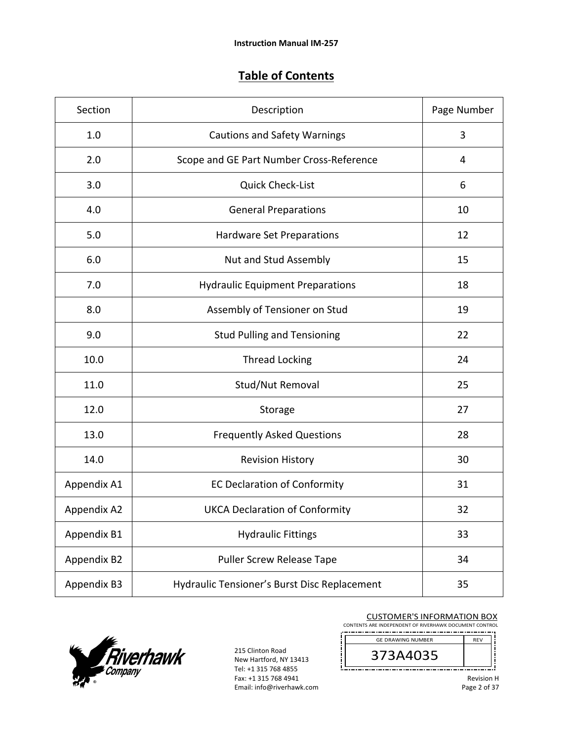## Table of Contents

| Section | Description | Page Number |
|---|---|---|
| 1.0 | Cautions and Safety Warnings | 3 |
| 2.0 | Scope and GE Part Number Cross-Reference | 4 |
| 3.0 | Quick Check-List | 6 |
| 4.0 | General Preparations | 10 |
| 5.0 | Hardware Set Preparations | 12 |
| 6.0 | Nut and Stud Assembly | 15 |
| 7.0 | Hydraulic Equipment Preparations | 18 |
| 8.0 | Assembly of Tensioner on Stud | 19 |
| 9.0 | Stud Pulling and Tensioning | 22 |
| 10.0 | Thread Locking | 24 |
| 11.0 | Stud/Nut Removal | 25 |
| 12.0 | Storage | 27 |
| 13.0 | Frequently Asked Questions | 28 |
| 14.0 | Revision History | 30 |
| Appendix A1 | EC Declaration of Conformity | 31 |
| Appendix A2 | UKCA Declaration of Conformity | 32 |
| Appendix B1 | Hydraulic Fittings | 33 |
| Appendix B2 | Puller Screw Release Tape | 34 |
| Appendix B3 | Hydraulic Tensioner's Burst Disc Replacement | 35 |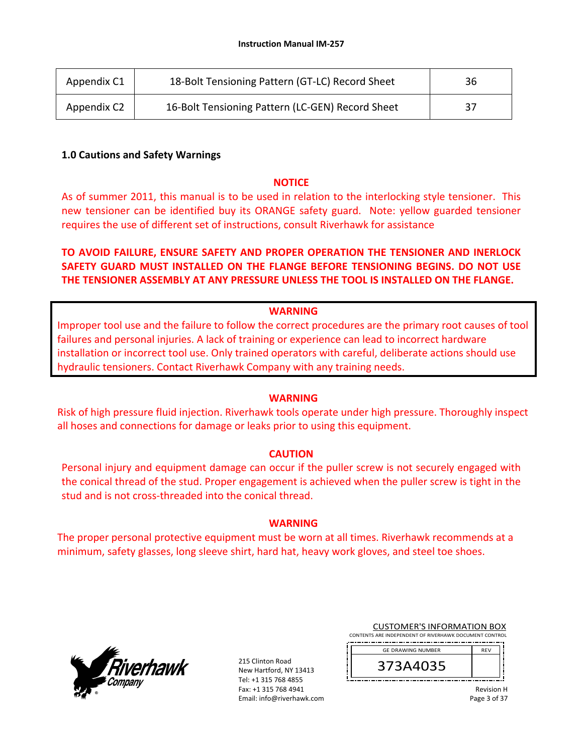| Appendix C1 | 18-Bolt Tensioning Pattern (GT-LC) Record Sheet | 36 |
|---|---|---|
| Appendix C2 | 16-Bolt Tensioning Pattern (LC-GEN) Record Sheet | 37 |

## 1.0 Cautions and Safety Warnings

**NOTICE**

As of summer 2011, this manual is to be used in relation to the interlocking style tensioner. This new tensioner can be identified buy its ORANGE safety guard. Note: yellow guarded tensioner requires the use of different set of instructions, consult Riverhawk for assistance

**TO AVOID FAILURE, ENSURE SAFETY AND PROPER OPERATION THE TENSIONER AND INERLOCK SAFETY GUARD MUST INSTALLED ON THE FLANGE BEFORE TENSIONING BEGINS. DO NOT USE THE TENSIONER ASSEMBLY AT ANY PRESSURE UNLESS THE TOOL IS INSTALLED ON THE FLANGE.**

**WARNING**

Improper tool use and the failure to follow the correct procedures are the primary root causes of tool failures and personal injuries. A lack of training or experience can lead to incorrect hardware installation or incorrect tool use. Only trained operators with careful, deliberate actions should use hydraulic tensioners. Contact Riverhawk Company with any training needs.

**WARNING**

Risk of high pressure fluid injection. Riverhawk tools operate under high pressure. Thoroughly inspect all hoses and connections for damage or leaks prior to using this equipment.

**CAUTION**

Personal injury and equipment damage can occur if the puller screw is not securely engaged with the conical thread of the stud. Proper engagement is achieved when the puller screw is tight in the stud and is not cross-threaded into the conical thread.

**WARNING**

The proper personal protective equipment must be worn at all times. Riverhawk recommends at a minimum, safety glasses, long sleeve shirt, hard hat, heavy work gloves, and steel toe shoes.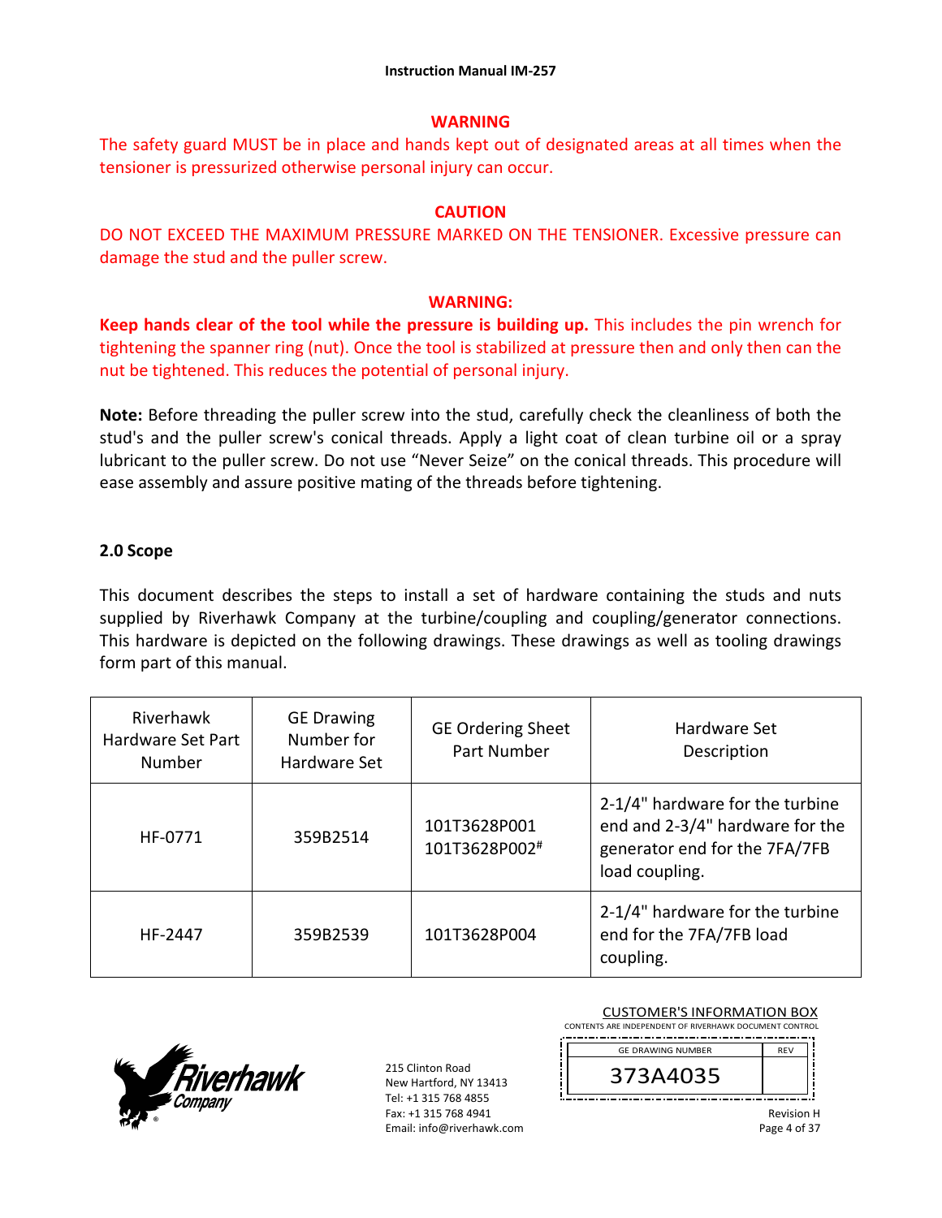**WARNING**

The safety guard MUST be in place and hands kept out of designated areas at all times when the tensioner is pressurized otherwise personal injury can occur.

**CAUTION**

DO NOT EXCEED THE MAXIMUM PRESSURE MARKED ON THE TENSIONER. Excessive pressure can damage the stud and the puller screw.

**WARNING:**

**Keep hands clear of the tool while the pressure is building up.** This includes the pin wrench for tightening the spanner ring (nut). Once the tool is stabilized at pressure then and only then can the nut be tightened. This reduces the potential of personal injury.

**Note:** Before threading the puller screw into the stud, carefully check the cleanliness of both the stud's and the puller screw's conical threads. Apply a light coat of clean turbine oil or a spray lubricant to the puller screw. Do not use "Never Seize" on the conical threads. This procedure will ease assembly and assure positive mating of the threads before tightening.

## 2.0 Scope

This document describes the steps to install a set of hardware containing the studs and nuts supplied by Riverhawk Company at the turbine/coupling and coupling/generator connections. This hardware is depicted on the following drawings. These drawings as well as tooling drawings form part of this manual.

| Riverhawk Hardware Set Part Number | GE Drawing Number for Hardware Set | GE Ordering Sheet Part Number | Hardware Set Description |
|---|---|---|---|
| HF-0771 | 359B2514 | 101T3628P001<br>101T3628P002[#] | 2-1/4" hardware for the turbine end and 2-3/4" hardware for the generator end for the 7FA/7FB load coupling. |
| HF-2447 | 359B2539 | 101T3628P004 | 2-1/4" hardware for the turbine end for the 7FA/7FB load coupling. |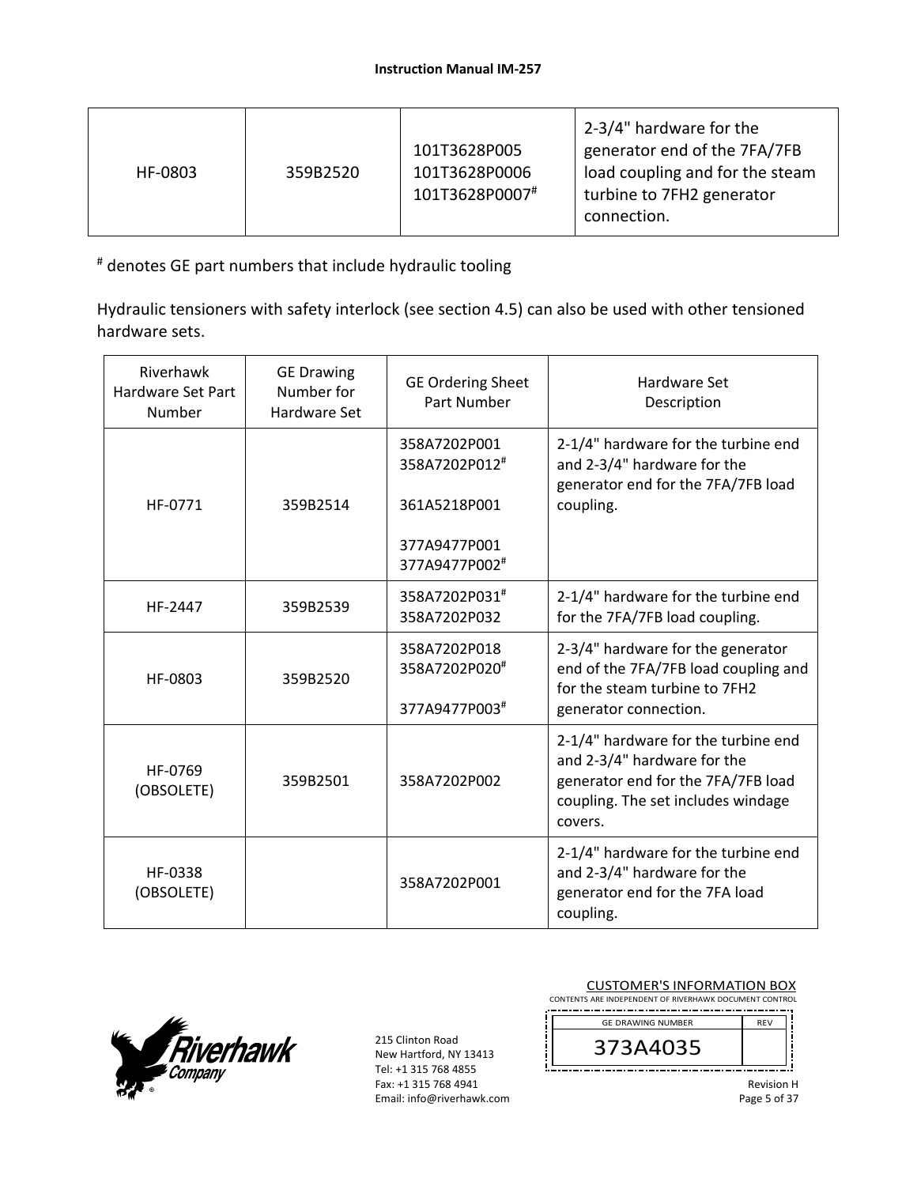| HF-0803 | 359B2520 | 101T3628P005<br>101T3628P0006<br>101T3628P0007[#] | 2-3/4" hardware for the generator end of the 7FA/7FB load coupling and for the steam turbine to 7FH2 generator connection. |
|---|---|---|---|

[#] denotes GE part numbers that include hydraulic tooling

Hydraulic tensioners with safety interlock (see section 4.5) can also be used with other tensioned hardware sets.

| Riverhawk Hardware Set Part Number | GE Drawing Number for Hardware Set | GE Ordering Sheet Part Number | Hardware Set Description |
|---|---|---|---|
| HF-0771 | 359B2514 | 358A7202P001<br>358A7202P012[#]<br><br>361A5218P001<br><br>377A9477P001<br>377A9477P002[#] | 2-1/4" hardware for the turbine end and 2-3/4" hardware for the generator end for the 7FA/7FB load coupling. |
| HF-2447 | 359B2539 | 358A7202P031[#]<br>358A7202P032 | 2-1/4" hardware for the turbine end for the 7FA/7FB load coupling. |
| HF-0803 | 359B2520 | 358A7202P018<br>358A7202P020[#]<br><br>377A9477P003[#] | 2-3/4" hardware for the generator end of the 7FA/7FB load coupling and for the steam turbine to 7FH2 generator connection. |
| HF-0769 (OBSOLETE) | 359B2501 | 358A7202P002 | 2-1/4" hardware for the turbine end and 2-3/4" hardware for the generator end for the 7FA/7FB load coupling. The set includes windage covers. |
| HF-0338 (OBSOLETE) | | 358A7202P001 | 2-1/4" hardware for the turbine end and 2-3/4" hardware for the generator end for the 7FA load coupling. |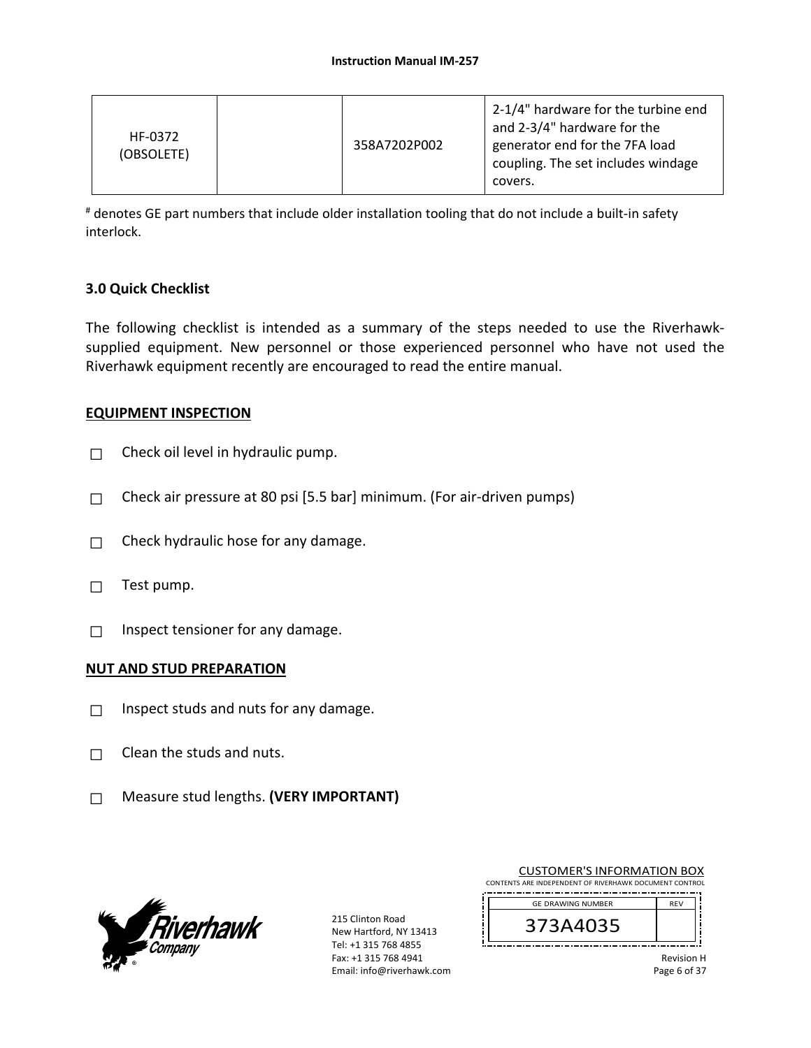| HF-0372 (OBSOLETE) | | 358A7202P002 | 2-1/4" hardware for the turbine end and 2-3/4" hardware for the generator end for the 7FA load coupling. The set includes windage covers. |
|---|---|---|---|

[#] denotes GE part numbers that include older installation tooling that do not include a built-in safety interlock.

## 3.0 Quick Checklist

The following checklist is intended as a summary of the steps needed to use the Riverhawk-supplied equipment. New personnel or those experienced personnel who have not used the Riverhawk equipment recently are encouraged to read the entire manual.

**EQUIPMENT INSPECTION**

☐ Check oil level in hydraulic pump.

☐ Check air pressure at 80 psi [5.5 bar] minimum. (For air-driven pumps)

☐ Check hydraulic hose for any damage.

☐ Test pump.

☐ Inspect tensioner for any damage.

**NUT AND STUD PREPARATION**

☐ Inspect studs and nuts for any damage.

☐ Clean the studs and nuts.

☐ Measure stud lengths. **(VERY IMPORTANT)**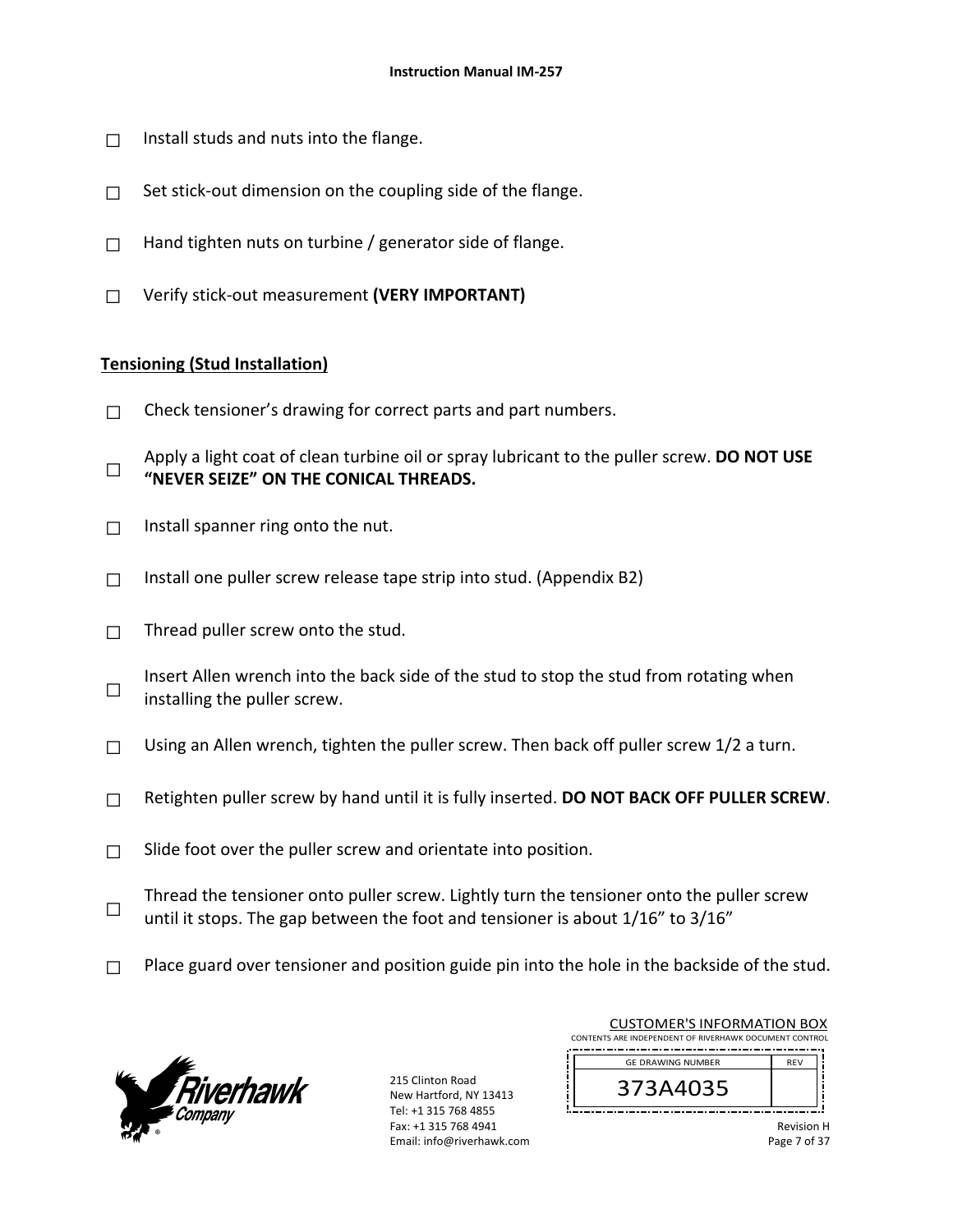☐ Install studs and nuts into the flange.

☐ Set stick-out dimension on the coupling side of the flange.

☐ Hand tighten nuts on turbine / generator side of flange.

☐ Verify stick-out measurement **(VERY IMPORTANT)**

**Tensioning (Stud Installation)**

☐ Check tensioner's drawing for correct parts and part numbers.

☐ Apply a light coat of clean turbine oil or spray lubricant to the puller screw. **DO NOT USE "NEVER SEIZE" ON THE CONICAL THREADS.**

☐ Install spanner ring onto the nut.

☐ Install one puller screw release tape strip into stud. (Appendix B2)

☐ Thread puller screw onto the stud.

☐ Insert Allen wrench into the back side of the stud to stop the stud from rotating when installing the puller screw.

☐ Using an Allen wrench, tighten the puller screw. Then back off puller screw 1/2 a turn.

☐ Retighten puller screw by hand until it is fully inserted. **DO NOT BACK OFF PULLER SCREW**.

☐ Slide foot over the puller screw and orientate into position.

☐ Thread the tensioner onto puller screw. Lightly turn the tensioner onto the puller screw until it stops. The gap between the foot and tensioner is about 1/16" to 3/16"

☐ Place guard over tensioner and position guide pin into the hole in the backside of the stud.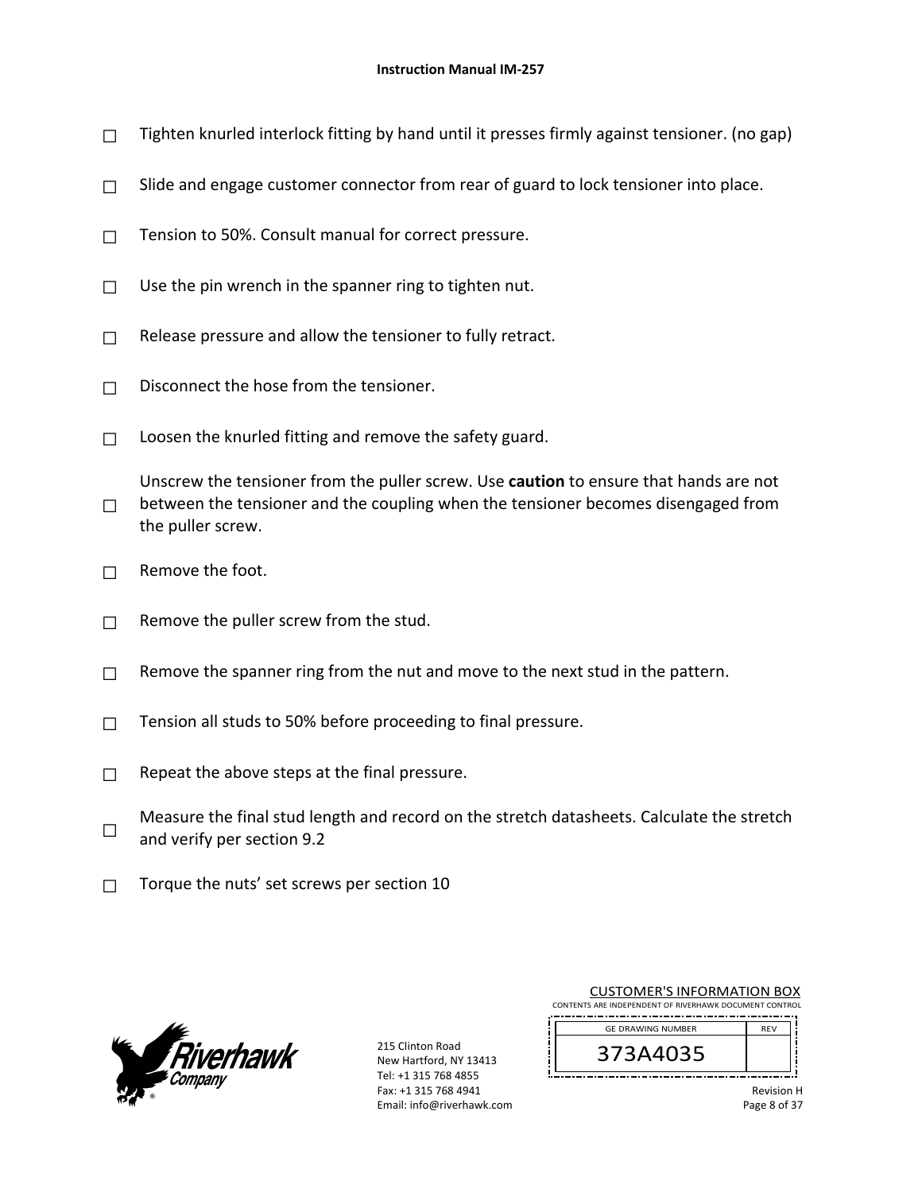- ☐ Tighten knurled interlock fitting by hand until it presses firmly against tensioner. (no gap)
- ☐ Slide and engage customer connector from rear of guard to lock tensioner into place.
- ☐ Tension to 50%. Consult manual for correct pressure.
- ☐ Use the pin wrench in the spanner ring to tighten nut.
- ☐ Release pressure and allow the tensioner to fully retract.
- ☐ Disconnect the hose from the tensioner.
- ☐ Loosen the knurled fitting and remove the safety guard.
- ☐ Unscrew the tensioner from the puller screw. Use **caution** to ensure that hands are not between the tensioner and the coupling when the tensioner becomes disengaged from the puller screw.
- ☐ Remove the foot.
- ☐ Remove the puller screw from the stud.
- ☐ Remove the spanner ring from the nut and move to the next stud in the pattern.
- ☐ Tension all studs to 50% before proceeding to final pressure.
- ☐ Repeat the above steps at the final pressure.
- ☐ Measure the final stud length and record on the stretch datasheets. Calculate the stretch and verify per section 9.2
- ☐ Torque the nuts' set screws per section 10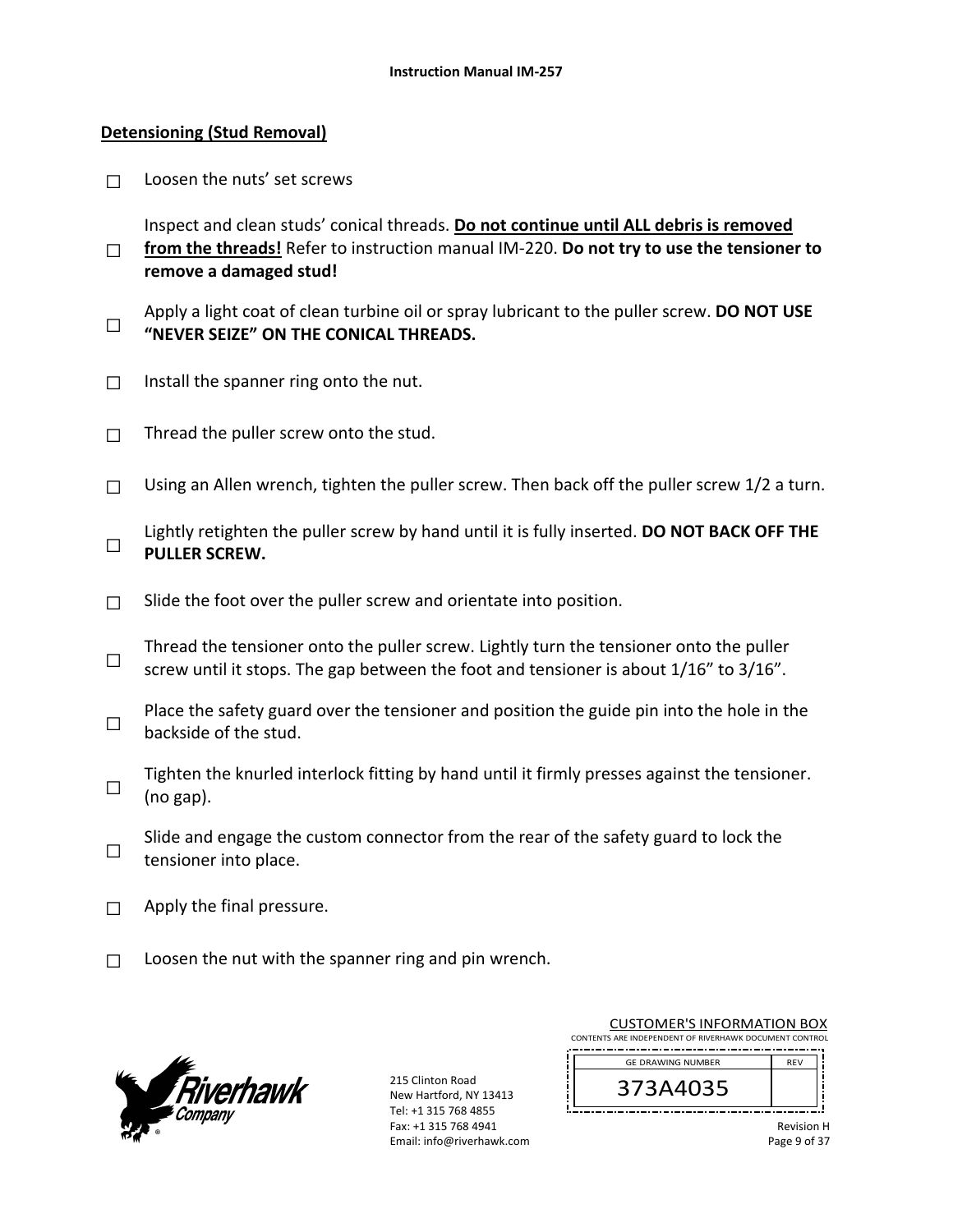## Detensioning (Stud Removal)

- ☐ Loosen the nuts' set screws
- ☐ Inspect and clean studs' conical threads. **Do not continue until ALL debris is removed from the threads!** Refer to instruction manual IM-220. **Do not try to use the tensioner to remove a damaged stud!**
- ☐ Apply a light coat of clean turbine oil or spray lubricant to the puller screw. **DO NOT USE "NEVER SEIZE" ON THE CONICAL THREADS.**
- ☐ Install the spanner ring onto the nut.
- ☐ Thread the puller screw onto the stud.
- ☐ Using an Allen wrench, tighten the puller screw. Then back off the puller screw 1/2 a turn.
- ☐ Lightly retighten the puller screw by hand until it is fully inserted. **DO NOT BACK OFF THE PULLER SCREW.**
- ☐ Slide the foot over the puller screw and orientate into position.
- ☐ Thread the tensioner onto the puller screw. Lightly turn the tensioner onto the puller screw until it stops. The gap between the foot and tensioner is about 1/16" to 3/16".
- ☐ Place the safety guard over the tensioner and position the guide pin into the hole in the backside of the stud.
- ☐ Tighten the knurled interlock fitting by hand until it firmly presses against the tensioner. (no gap).
- ☐ Slide and engage the custom connector from the rear of the safety guard to lock the tensioner into place.
- ☐ Apply the final pressure.
- ☐ Loosen the nut with the spanner ring and pin wrench.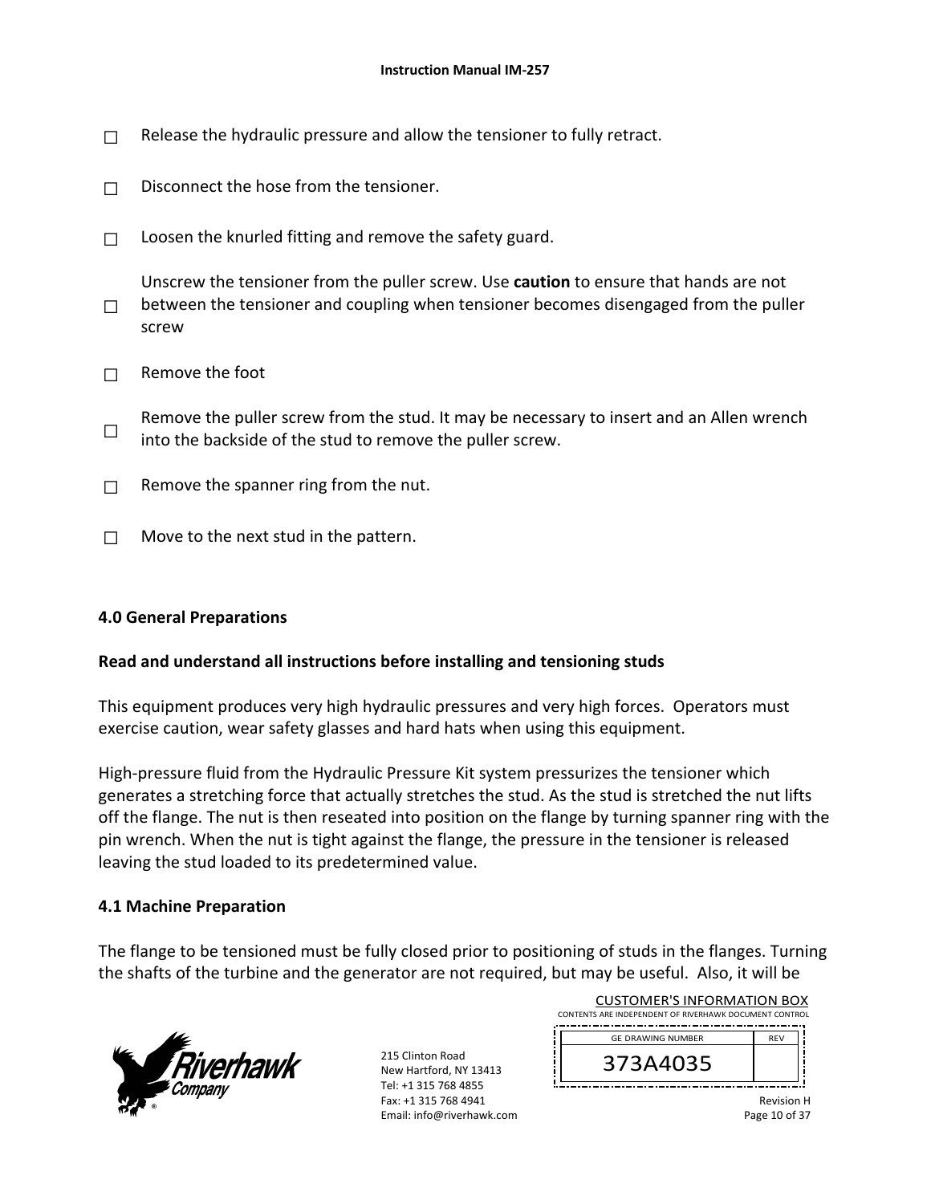☐ Release the hydraulic pressure and allow the tensioner to fully retract.

☐ Disconnect the hose from the tensioner.

☐ Loosen the knurled fitting and remove the safety guard.

☐ Unscrew the tensioner from the puller screw. Use **caution** to ensure that hands are not between the tensioner and coupling when tensioner becomes disengaged from the puller screw

☐ Remove the foot

☐ Remove the puller screw from the stud. It may be necessary to insert and an Allen wrench into the backside of the stud to remove the puller screw.

☐ Remove the spanner ring from the nut.

☐ Move to the next stud in the pattern.

## 4.0 General Preparations

**Read and understand all instructions before installing and tensioning studs**

This equipment produces very high hydraulic pressures and very high forces. Operators must exercise caution, wear safety glasses and hard hats when using this equipment.

High-pressure fluid from the Hydraulic Pressure Kit system pressurizes the tensioner which generates a stretching force that actually stretches the stud. As the stud is stretched the nut lifts off the flange. The nut is then reseated into position on the flange by turning spanner ring with the pin wrench. When the nut is tight against the flange, the pressure in the tensioner is released leaving the stud loaded to its predetermined value.

### 4.1 Machine Preparation

The flange to be tensioned must be fully closed prior to positioning of studs in the flanges. Turning the shafts of the turbine and the generator are not required, but may be useful. Also, it will be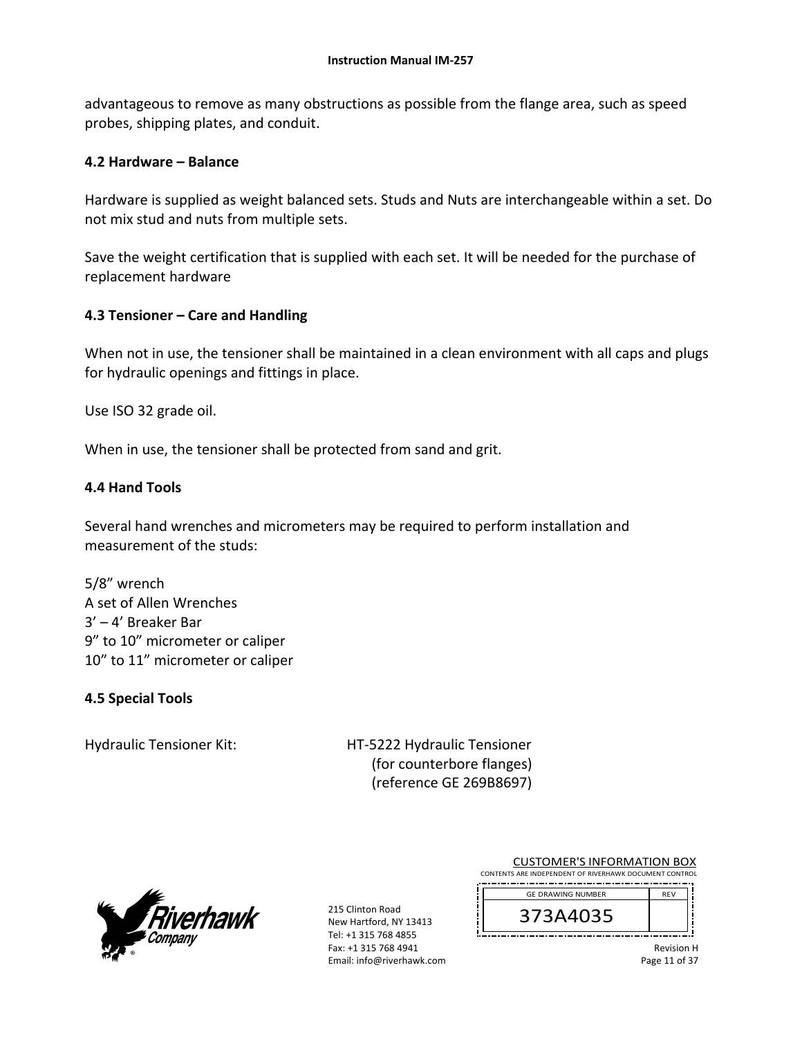advantageous to remove as many obstructions as possible from the flange area, such as speed probes, shipping plates, and conduit.

### 4.2 Hardware – Balance

Hardware is supplied as weight balanced sets. Studs and Nuts are interchangeable within a set. Do not mix stud and nuts from multiple sets.

Save the weight certification that is supplied with each set. It will be needed for the purchase of replacement hardware

### 4.3 Tensioner – Care and Handling

When not in use, the tensioner shall be maintained in a clean environment with all caps and plugs for hydraulic openings and fittings in place.

Use ISO 32 grade oil.

When in use, the tensioner shall be protected from sand and grit.

### 4.4 Hand Tools

Several hand wrenches and micrometers may be required to perform installation and measurement of the studs:

5/8" wrench
A set of Allen Wrenches
3' – 4' Breaker Bar
9" to 10" micrometer or caliper
10" to 11" micrometer or caliper

### 4.5 Special Tools

Hydraulic Tensioner Kit: HT-5222 Hydraulic Tensioner
(for counterbore flanges)
(reference GE 269B8697)

215 Clinton Road
New Hartford, NY 13413
Tel: +1 315 768 4855
Fax: +1 315 768 4941
Email: info@riverhawk.com

CUSTOMER'S INFORMATION BOX
CONTENTS ARE INDEPENDENT OF RIVERHAWK DOCUMENT CONTROL

| GE DRAWING NUMBER | REV |
|---|---|
| 373A4035 | |

Revision H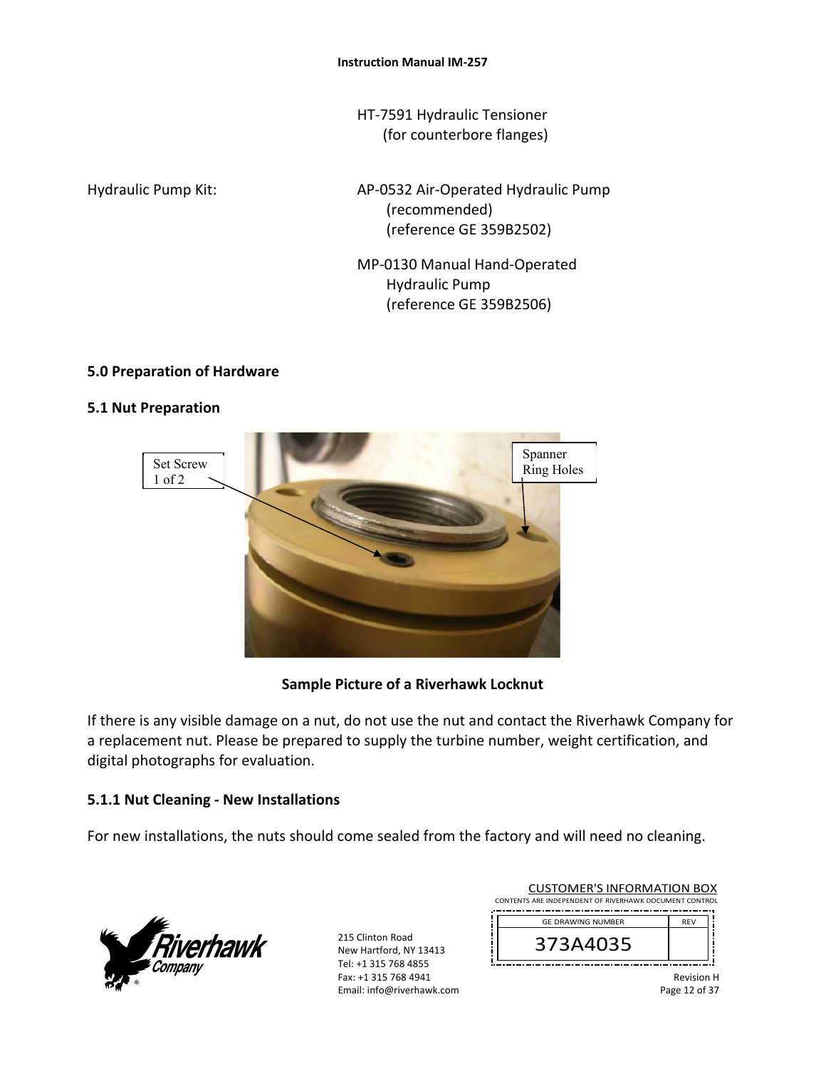HT-7591 Hydraulic Tensioner
(for counterbore flanges)

Hydraulic Pump Kit:

AP-0532 Air-Operated Hydraulic Pump
(recommended)
(reference GE 359B2502)

MP-0130 Manual Hand-Operated
Hydraulic Pump
(reference GE 359B2506)

## 5.0 Preparation of Hardware

### 5.1 Nut Preparation

Set Screw 1 of 2

Spanner Ring Holes

**Sample Picture of a Riverhawk Locknut**

If there is any visible damage on a nut, do not use the nut and contact the Riverhawk Company for a replacement nut. Please be prepared to supply the turbine number, weight certification, and digital photographs for evaluation.

### 5.1.1 Nut Cleaning - New Installations

For new installations, the nuts should come sealed from the factory and will need no cleaning.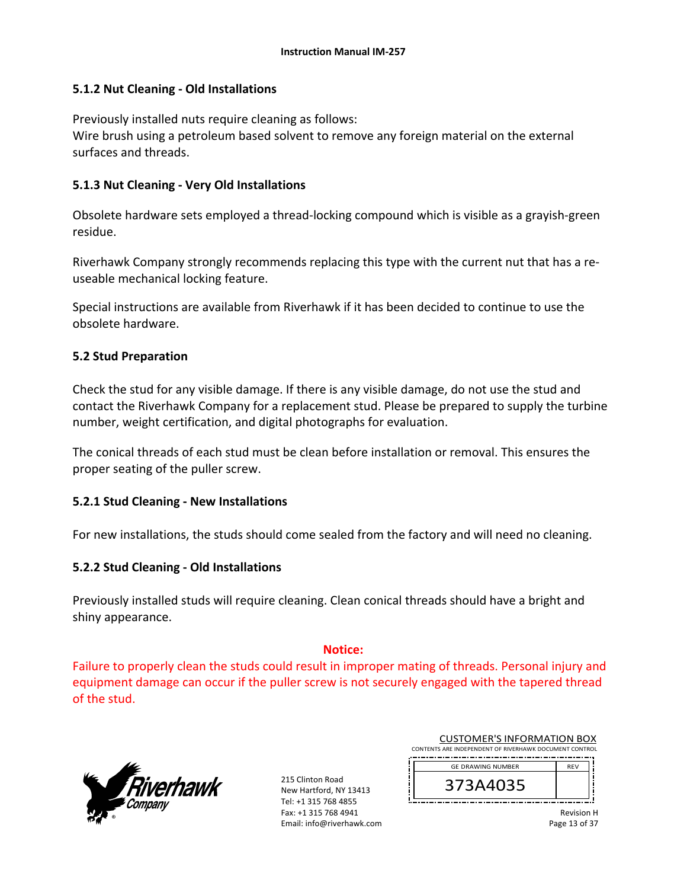### 5.1.2 Nut Cleaning - Old Installations

Previously installed nuts require cleaning as follows:
Wire brush using a petroleum based solvent to remove any foreign material on the external surfaces and threads.

### 5.1.3 Nut Cleaning - Very Old Installations

Obsolete hardware sets employed a thread-locking compound which is visible as a grayish-green residue.

Riverhawk Company strongly recommends replacing this type with the current nut that has a re-useable mechanical locking feature.

Special instructions are available from Riverhawk if it has been decided to continue to use the obsolete hardware.

## 5.2 Stud Preparation

Check the stud for any visible damage. If there is any visible damage, do not use the stud and contact the Riverhawk Company for a replacement stud. Please be prepared to supply the turbine number, weight certification, and digital photographs for evaluation.

The conical threads of each stud must be clean before installation or removal. This ensures the proper seating of the puller screw.

### 5.2.1 Stud Cleaning - New Installations

For new installations, the studs should come sealed from the factory and will need no cleaning.

### 5.2.2 Stud Cleaning - Old Installations

Previously installed studs will require cleaning. Clean conical threads should have a bright and shiny appearance.

**Notice:**

Failure to properly clean the studs could result in improper mating of threads. Personal injury and equipment damage can occur if the puller screw is not securely engaged with the tapered thread of the stud.

215 Clinton Road
New Hartford, NY 13413
Tel: +1 315 768 4855
Fax: +1 315 768 4941
Email: info@riverhawk.com

CUSTOMER'S INFORMATION BOX
CONTENTS ARE INDEPENDENT OF RIVERHAWK DOCUMENT CONTROL

| GE DRAWING NUMBER | REV |
|---|---|
| 373A4035 | |

Revision H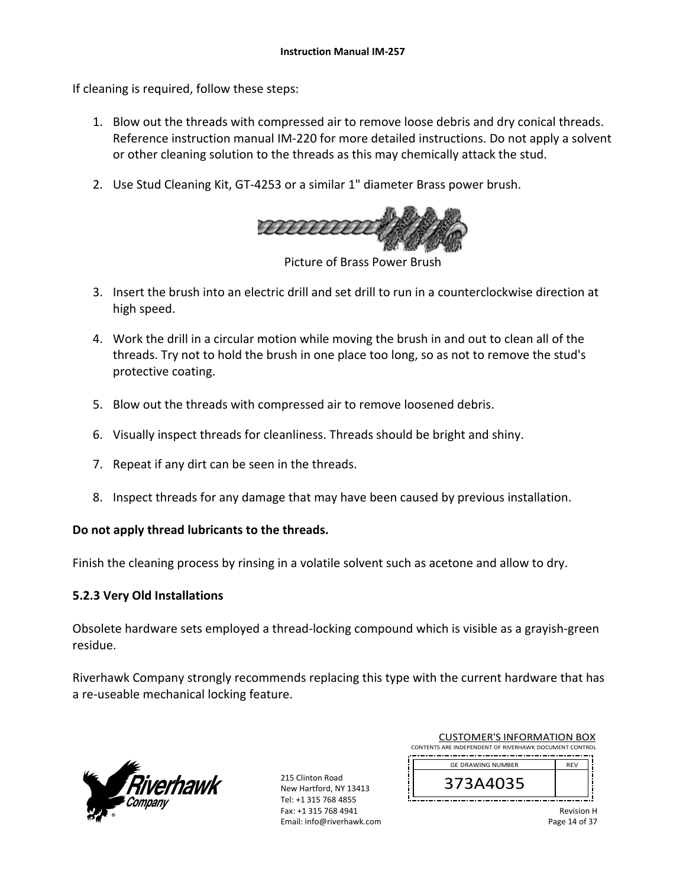If cleaning is required, follow these steps:

1. Blow out the threads with compressed air to remove loose debris and dry conical threads. Reference instruction manual IM-220 for more detailed instructions. Do not apply a solvent or other cleaning solution to the threads as this may chemically attack the stud.

2. Use Stud Cleaning Kit, GT-4253 or a similar 1" diameter Brass power brush.

Picture of Brass Power Brush

3. Insert the brush into an electric drill and set drill to run in a counterclockwise direction at high speed.

4. Work the drill in a circular motion while moving the brush in and out to clean all of the threads. Try not to hold the brush in one place too long, so as not to remove the stud's protective coating.

5. Blow out the threads with compressed air to remove loosened debris.

6. Visually inspect threads for cleanliness. Threads should be bright and shiny.

7. Repeat if any dirt can be seen in the threads.

8. Inspect threads for any damage that may have been caused by previous installation.

**Do not apply thread lubricants to the threads.**

Finish the cleaning process by rinsing in a volatile solvent such as acetone and allow to dry.

### 5.2.3 Very Old Installations

Obsolete hardware sets employed a thread-locking compound which is visible as a grayish-green residue.

Riverhawk Company strongly recommends replacing this type with the current hardware that has a re-useable mechanical locking feature.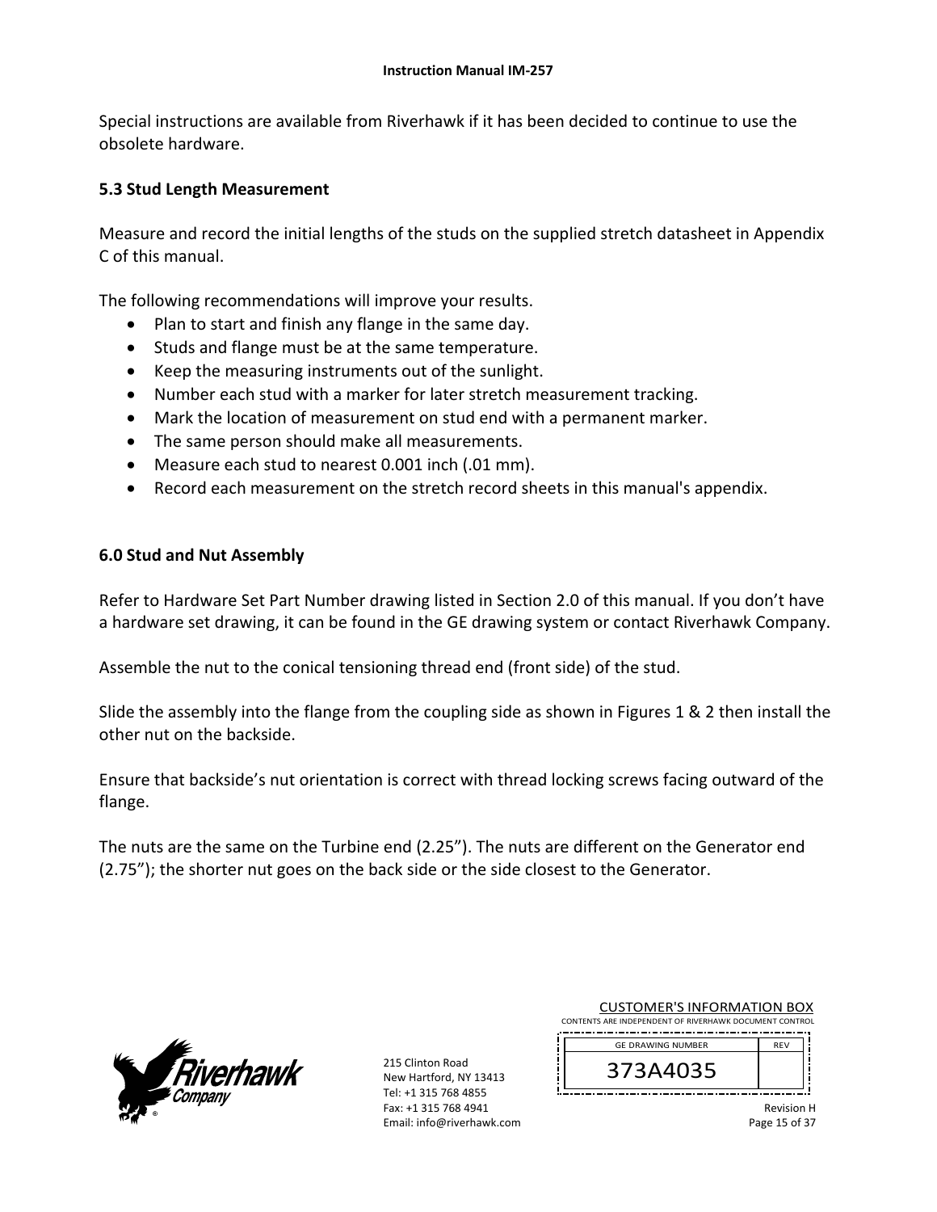Special instructions are available from Riverhawk if it has been decided to continue to use the obsolete hardware.

## 5.3 Stud Length Measurement

Measure and record the initial lengths of the studs on the supplied stretch datasheet in Appendix C of this manual.

The following recommendations will improve your results.

- Plan to start and finish any flange in the same day.
- Studs and flange must be at the same temperature.
- Keep the measuring instruments out of the sunlight.
- Number each stud with a marker for later stretch measurement tracking.
- Mark the location of measurement on stud end with a permanent marker.
- The same person should make all measurements.
- Measure each stud to nearest 0.001 inch (.01 mm).
- Record each measurement on the stretch record sheets in this manual's appendix.

# 6.0 Stud and Nut Assembly

Refer to Hardware Set Part Number drawing listed in Section 2.0 of this manual. If you don't have a hardware set drawing, it can be found in the GE drawing system or contact Riverhawk Company.

Assemble the nut to the conical tensioning thread end (front side) of the stud.

Slide the assembly into the flange from the coupling side as shown in Figures 1 & 2 then install the other nut on the backside.

Ensure that backside's nut orientation is correct with thread locking screws facing outward of the flange.

The nuts are the same on the Turbine end (2.25"). The nuts are different on the Generator end (2.75"); the shorter nut goes on the back side or the side closest to the Generator.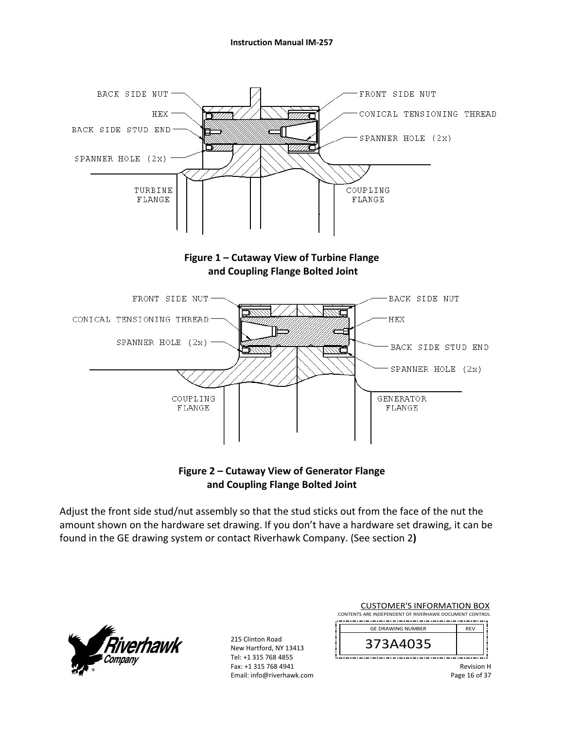**Figure 1 – Cutaway View of Turbine Flange and Coupling Flange Bolted Joint**

**Figure 2 – Cutaway View of Generator Flange and Coupling Flange Bolted Joint**

Adjust the front side stud/nut assembly so that the stud sticks out from the face of the nut the amount shown on the hardware set drawing. If you don't have a hardware set drawing, it can be found in the GE drawing system or contact Riverhawk Company. (See section 2**)**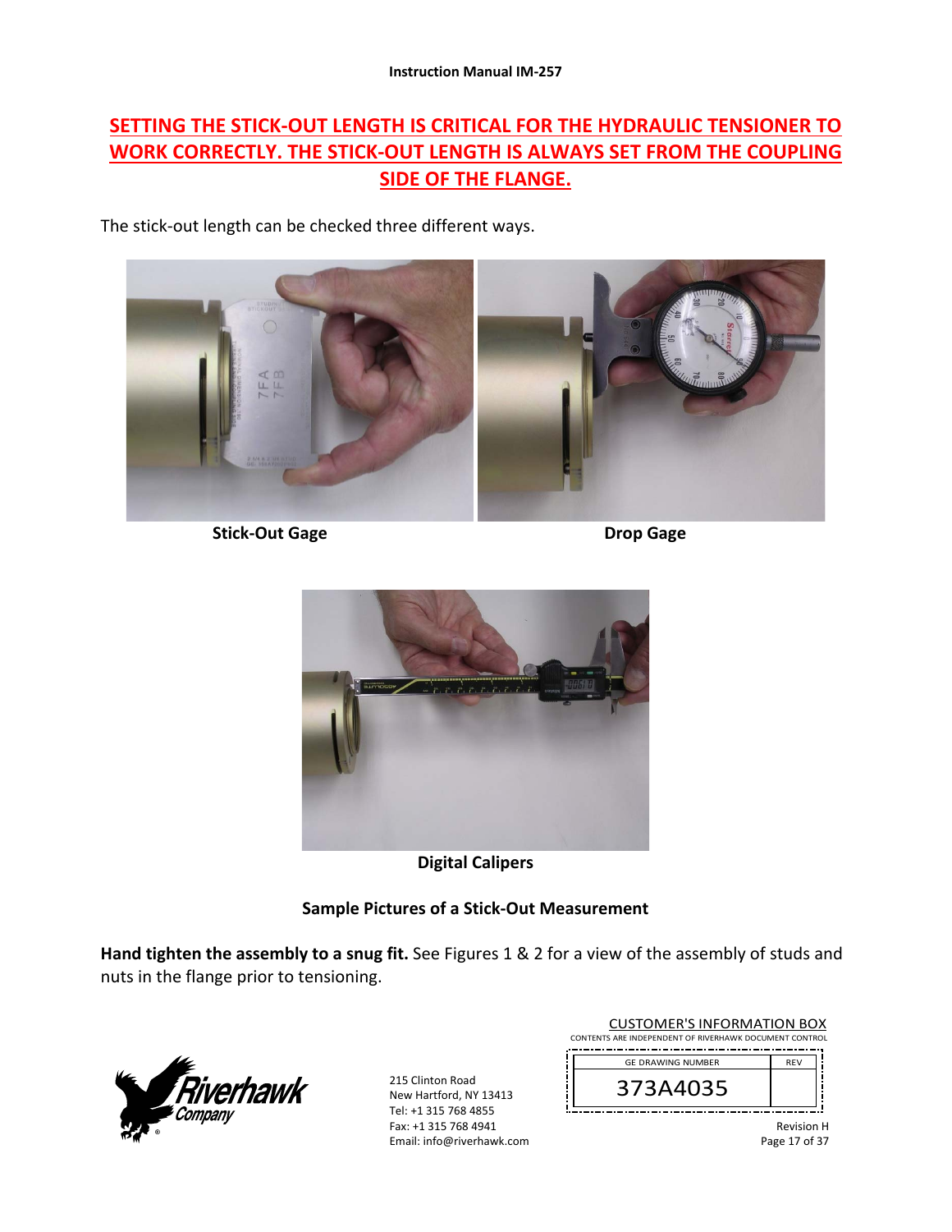**SETTING THE STICK-OUT LENGTH IS CRITICAL FOR THE HYDRAULIC TENSIONER TO WORK CORRECTLY. THE STICK-OUT LENGTH IS ALWAYS SET FROM THE COUPLING SIDE OF THE FLANGE.**

The stick-out length can be checked three different ways.

**Stick-Out Gage** **Drop Gage**

**Digital Calipers**

**Sample Pictures of a Stick-Out Measurement**

**Hand tighten the assembly to a snug fit.** See Figures 1 & 2 for a view of the assembly of studs and nuts in the flange prior to tensioning.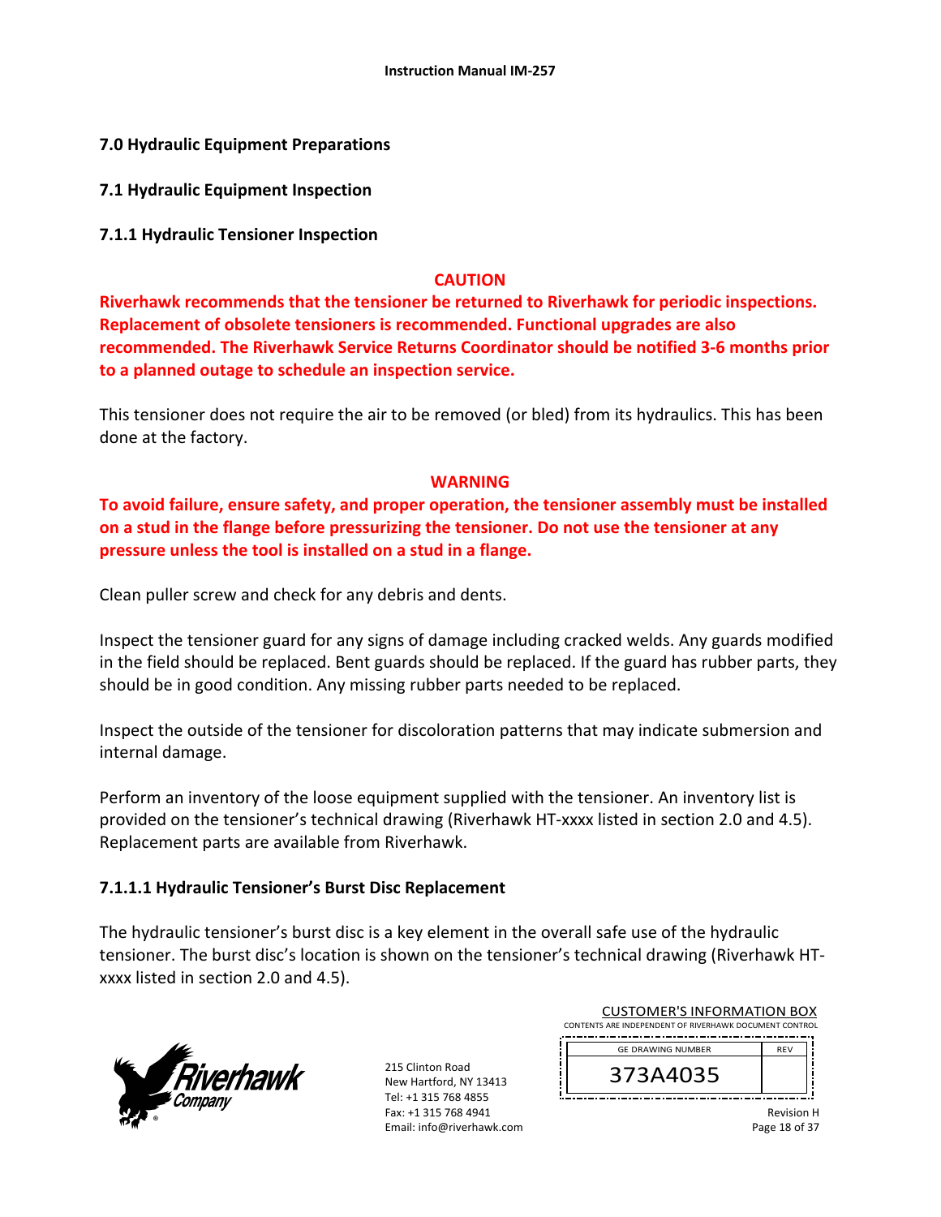# 7.0 Hydraulic Equipment Preparations

## 7.1 Hydraulic Equipment Inspection

### 7.1.1 Hydraulic Tensioner Inspection

**CAUTION**

**Riverhawk recommends that the tensioner be returned to Riverhawk for periodic inspections. Replacement of obsolete tensioners is recommended. Functional upgrades are also recommended. The Riverhawk Service Returns Coordinator should be notified 3-6 months prior to a planned outage to schedule an inspection service.**

This tensioner does not require the air to be removed (or bled) from its hydraulics. This has been done at the factory.

**WARNING**

**To avoid failure, ensure safety, and proper operation, the tensioner assembly must be installed on a stud in the flange before pressurizing the tensioner. Do not use the tensioner at any pressure unless the tool is installed on a stud in a flange.**

Clean puller screw and check for any debris and dents.

Inspect the tensioner guard for any signs of damage including cracked welds. Any guards modified in the field should be replaced. Bent guards should be replaced. If the guard has rubber parts, they should be in good condition. Any missing rubber parts needed to be replaced.

Inspect the outside of the tensioner for discoloration patterns that may indicate submersion and internal damage.

Perform an inventory of the loose equipment supplied with the tensioner. An inventory list is provided on the tensioner's technical drawing (Riverhawk HT-xxxx listed in section 2.0 and 4.5). Replacement parts are available from Riverhawk.

#### 7.1.1.1 Hydraulic Tensioner's Burst Disc Replacement

The hydraulic tensioner's burst disc is a key element in the overall safe use of the hydraulic tensioner. The burst disc's location is shown on the tensioner's technical drawing (Riverhawk HT-xxxx listed in section 2.0 and 4.5).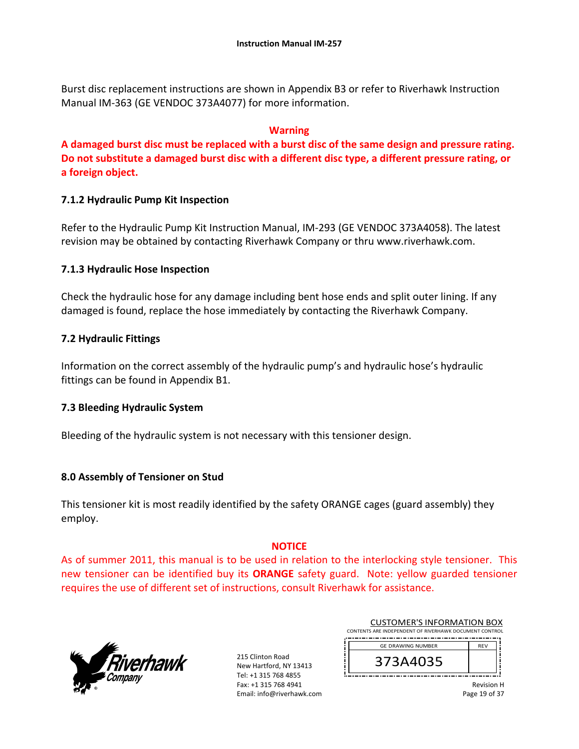Burst disc replacement instructions are shown in Appendix B3 or refer to Riverhawk Instruction Manual IM-363 (GE VENDOC 373A4077) for more information.

**Warning**

**A damaged burst disc must be replaced with a burst disc of the same design and pressure rating. Do not substitute a damaged burst disc with a different disc type, a different pressure rating, or a foreign object.**

### 7.1.2 Hydraulic Pump Kit Inspection

Refer to the Hydraulic Pump Kit Instruction Manual, IM-293 (GE VENDOC 373A4058). The latest revision may be obtained by contacting Riverhawk Company or thru www.riverhawk.com.

### 7.1.3 Hydraulic Hose Inspection

Check the hydraulic hose for any damage including bent hose ends and split outer lining. If any damaged is found, replace the hose immediately by contacting the Riverhawk Company.

## 7.2 Hydraulic Fittings

Information on the correct assembly of the hydraulic pump's and hydraulic hose's hydraulic fittings can be found in Appendix B1.

## 7.3 Bleeding Hydraulic System

Bleeding of the hydraulic system is not necessary with this tensioner design.

# 8.0 Assembly of Tensioner on Stud

This tensioner kit is most readily identified by the safety ORANGE cages (guard assembly) they employ.

**NOTICE**

As of summer 2011, this manual is to be used in relation to the interlocking style tensioner. This new tensioner can be identified buy its **ORANGE** safety guard. Note: yellow guarded tensioner requires the use of different set of instructions, consult Riverhawk for assistance.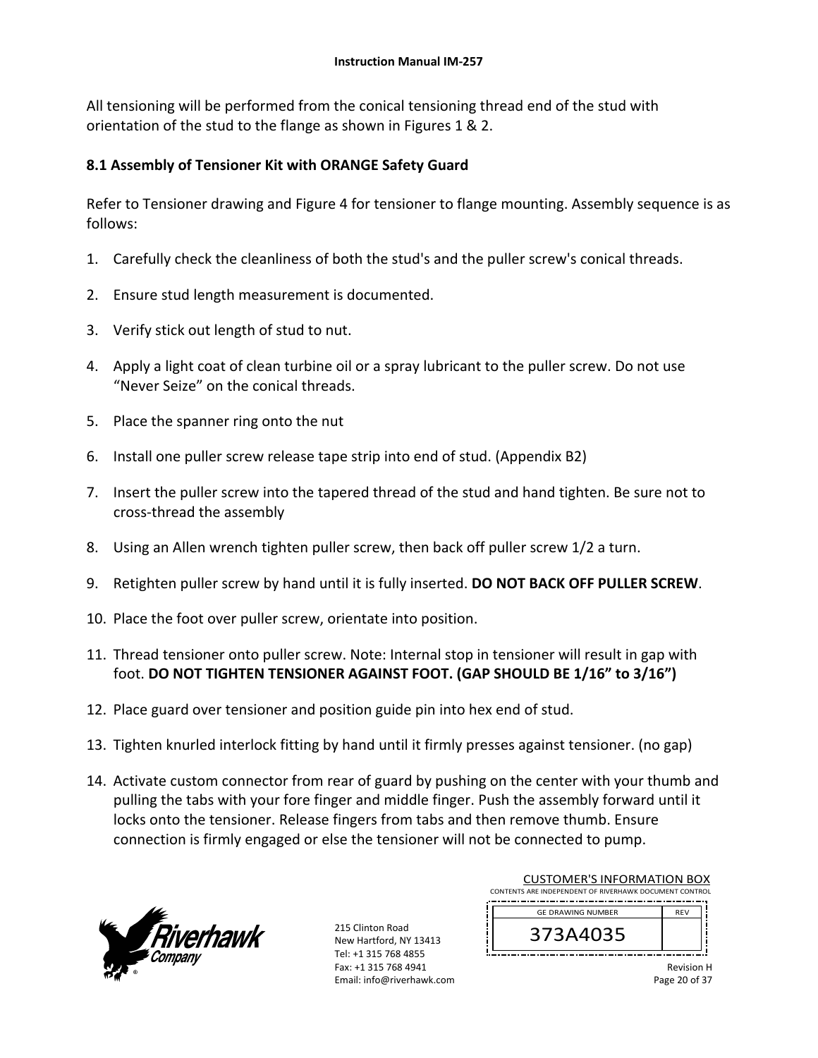All tensioning will be performed from the conical tensioning thread end of the stud with orientation of the stud to the flange as shown in Figures 1 & 2.

## 8.1 Assembly of Tensioner Kit with ORANGE Safety Guard

Refer to Tensioner drawing and Figure 4 for tensioner to flange mounting. Assembly sequence is as follows:

1. Carefully check the cleanliness of both the stud's and the puller screw's conical threads.
2. Ensure stud length measurement is documented.
3. Verify stick out length of stud to nut.
4. Apply a light coat of clean turbine oil or a spray lubricant to the puller screw. Do not use "Never Seize" on the conical threads.
5. Place the spanner ring onto the nut
6. Install one puller screw release tape strip into end of stud. (Appendix B2)
7. Insert the puller screw into the tapered thread of the stud and hand tighten. Be sure not to cross-thread the assembly
8. Using an Allen wrench tighten puller screw, then back off puller screw 1/2 a turn.
9. Retighten puller screw by hand until it is fully inserted. **DO NOT BACK OFF PULLER SCREW**.
10. Place the foot over puller screw, orientate into position.
11. Thread tensioner onto puller screw. Note: Internal stop in tensioner will result in gap with foot. **DO NOT TIGHTEN TENSIONER AGAINST FOOT. (GAP SHOULD BE 1/16" to 3/16")**
12. Place guard over tensioner and position guide pin into hex end of stud.
13. Tighten knurled interlock fitting by hand until it firmly presses against tensioner. (no gap)
14. Activate custom connector from rear of guard by pushing on the center with your thumb and pulling the tabs with your fore finger and middle finger. Push the assembly forward until it locks onto the tensioner. Release fingers from tabs and then remove thumb. Ensure connection is firmly engaged or else the tensioner will not be connected to pump.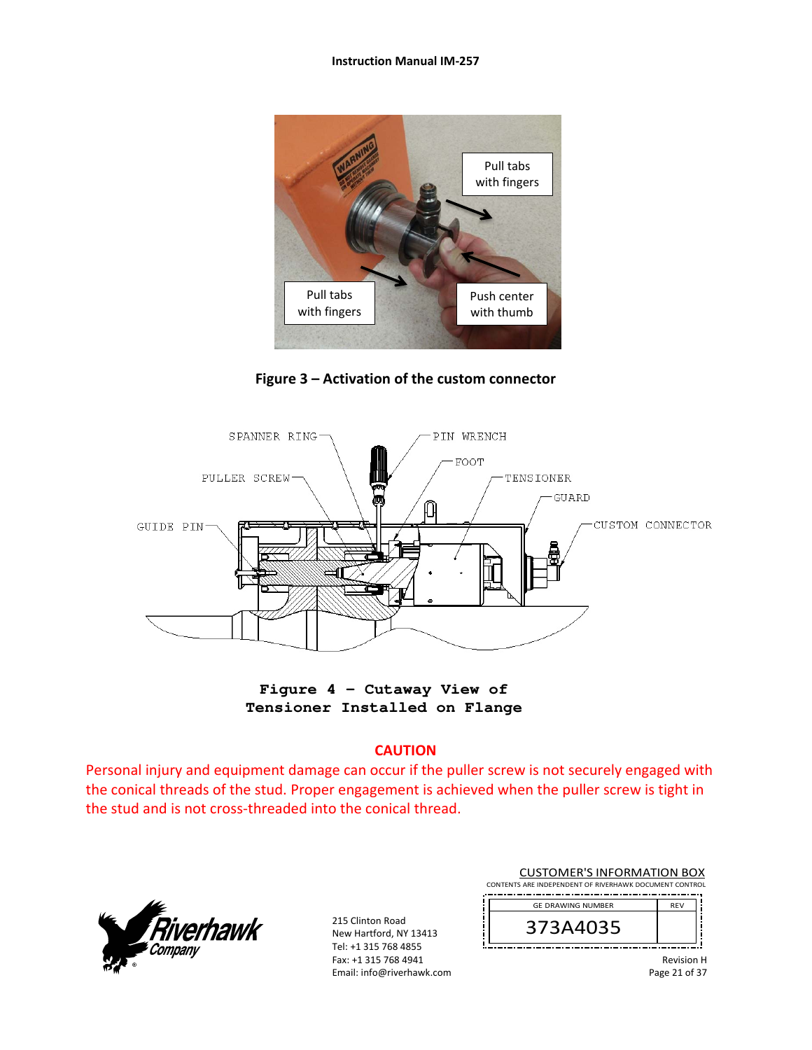Figure 3 – Activation of the custom connector

**Figure 4 – Cutaway View of Tensioner Installed on Flange**

## CAUTION

Personal injury and equipment damage can occur if the puller screw is not securely engaged with the conical threads of the stud. Proper engagement is achieved when the puller screw is tight in the stud and is not cross-threaded into the conical thread.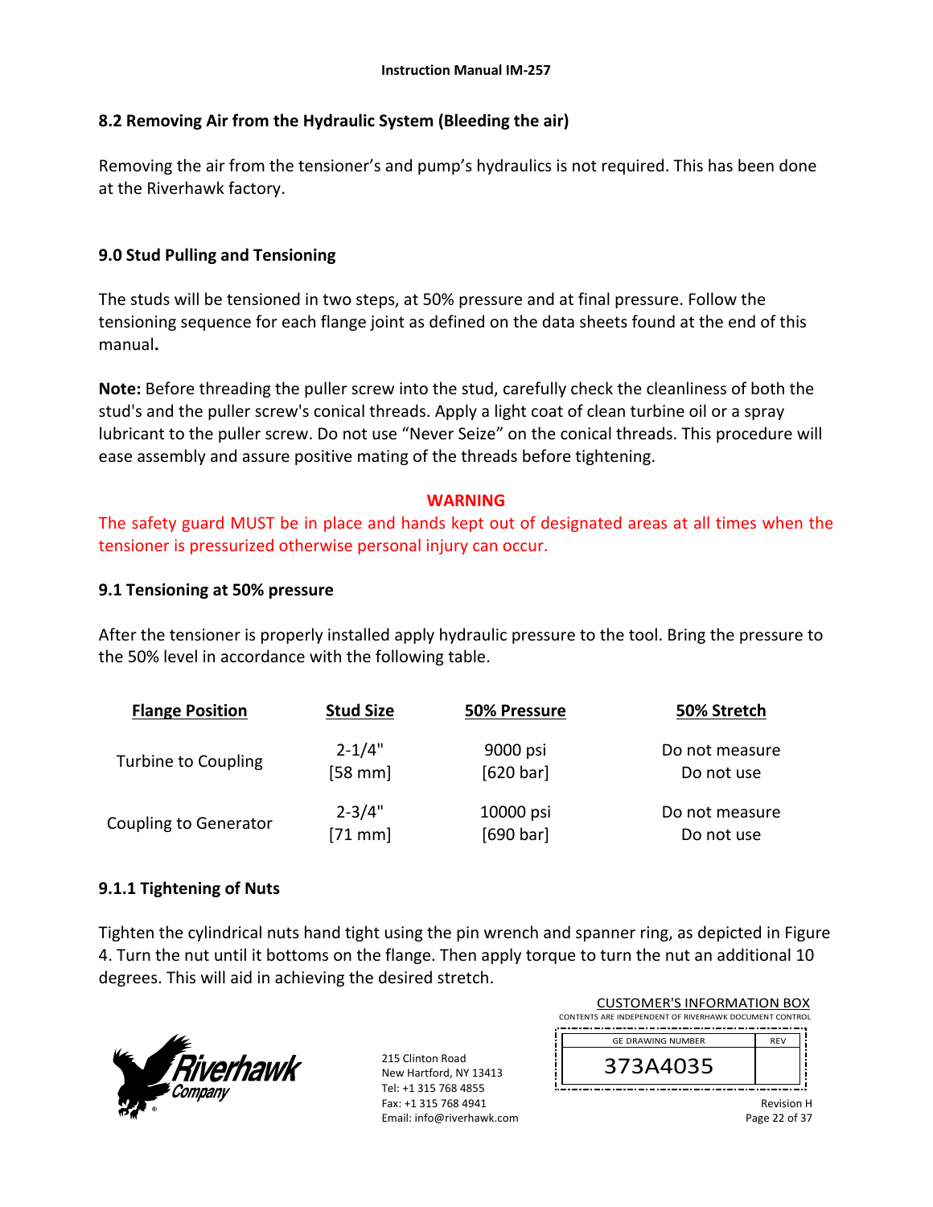## 8.2 Removing Air from the Hydraulic System (Bleeding the air)

Removing the air from the tensioner's and pump's hydraulics is not required. This has been done at the Riverhawk factory.

## 9.0 Stud Pulling and Tensioning

The studs will be tensioned in two steps, at 50% pressure and at final pressure. Follow the tensioning sequence for each flange joint as defined on the data sheets found at the end of this manual**.**

**Note:** Before threading the puller screw into the stud, carefully check the cleanliness of both the stud's and the puller screw's conical threads. Apply a light coat of clean turbine oil or a spray lubricant to the puller screw. Do not use "Never Seize" on the conical threads. This procedure will ease assembly and assure positive mating of the threads before tightening.

**WARNING**

The safety guard MUST be in place and hands kept out of designated areas at all times when the tensioner is pressurized otherwise personal injury can occur.

### 9.1 Tensioning at 50% pressure

After the tensioner is properly installed apply hydraulic pressure to the tool. Bring the pressure to the 50% level in accordance with the following table.

| Flange Position | Stud Size | 50% Pressure | 50% Stretch |
|---|---|---|---|
| Turbine to Coupling | 2-1/4" [58 mm] | 9000 psi [620 bar] | Do not measure Do not use |
| Coupling to Generator | 2-3/4" [71 mm] | 10000 psi [690 bar] | Do not measure Do not use |

### 9.1.1 Tightening of Nuts

Tighten the cylindrical nuts hand tight using the pin wrench and spanner ring, as depicted in Figure 4. Turn the nut until it bottoms on the flange. Then apply torque to turn the nut an additional 10 degrees. This will aid in achieving the desired stretch.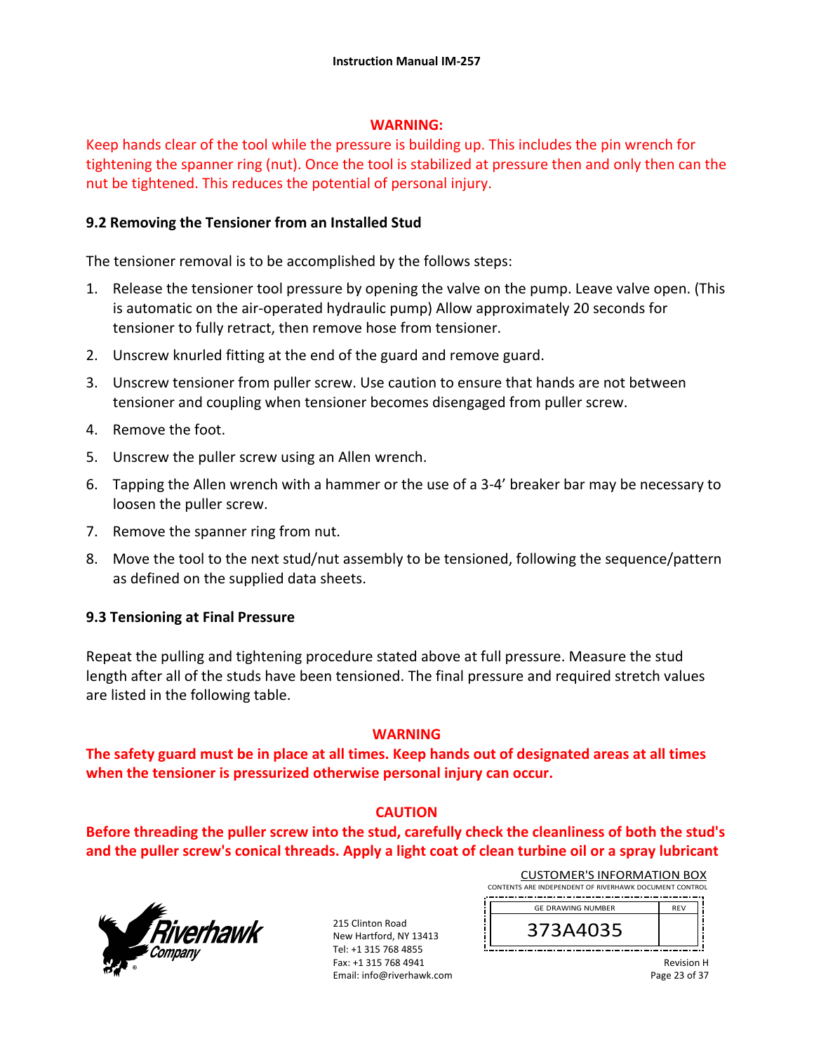**WARNING:**

Keep hands clear of the tool while the pressure is building up. This includes the pin wrench for tightening the spanner ring (nut). Once the tool is stabilized at pressure then and only then can the nut be tightened. This reduces the potential of personal injury.

### 9.2 Removing the Tensioner from an Installed Stud

The tensioner removal is to be accomplished by the follows steps:

1. Release the tensioner tool pressure by opening the valve on the pump. Leave valve open. (This is automatic on the air-operated hydraulic pump) Allow approximately 20 seconds for tensioner to fully retract, then remove hose from tensioner.
2. Unscrew knurled fitting at the end of the guard and remove guard.
3. Unscrew tensioner from puller screw. Use caution to ensure that hands are not between tensioner and coupling when tensioner becomes disengaged from puller screw.
4. Remove the foot.
5. Unscrew the puller screw using an Allen wrench.
6. Tapping the Allen wrench with a hammer or the use of a 3-4' breaker bar may be necessary to loosen the puller screw.
7. Remove the spanner ring from nut.
8. Move the tool to the next stud/nut assembly to be tensioned, following the sequence/pattern as defined on the supplied data sheets.

### 9.3 Tensioning at Final Pressure

Repeat the pulling and tightening procedure stated above at full pressure. Measure the stud length after all of the studs have been tensioned. The final pressure and required stretch values are listed in the following table.

**WARNING**

**The safety guard must be in place at all times. Keep hands out of designated areas at all times when the tensioner is pressurized otherwise personal injury can occur.**

**CAUTION**

**Before threading the puller screw into the stud, carefully check the cleanliness of both the stud's and the puller screw's conical threads. Apply a light coat of clean turbine oil or a spray lubricant**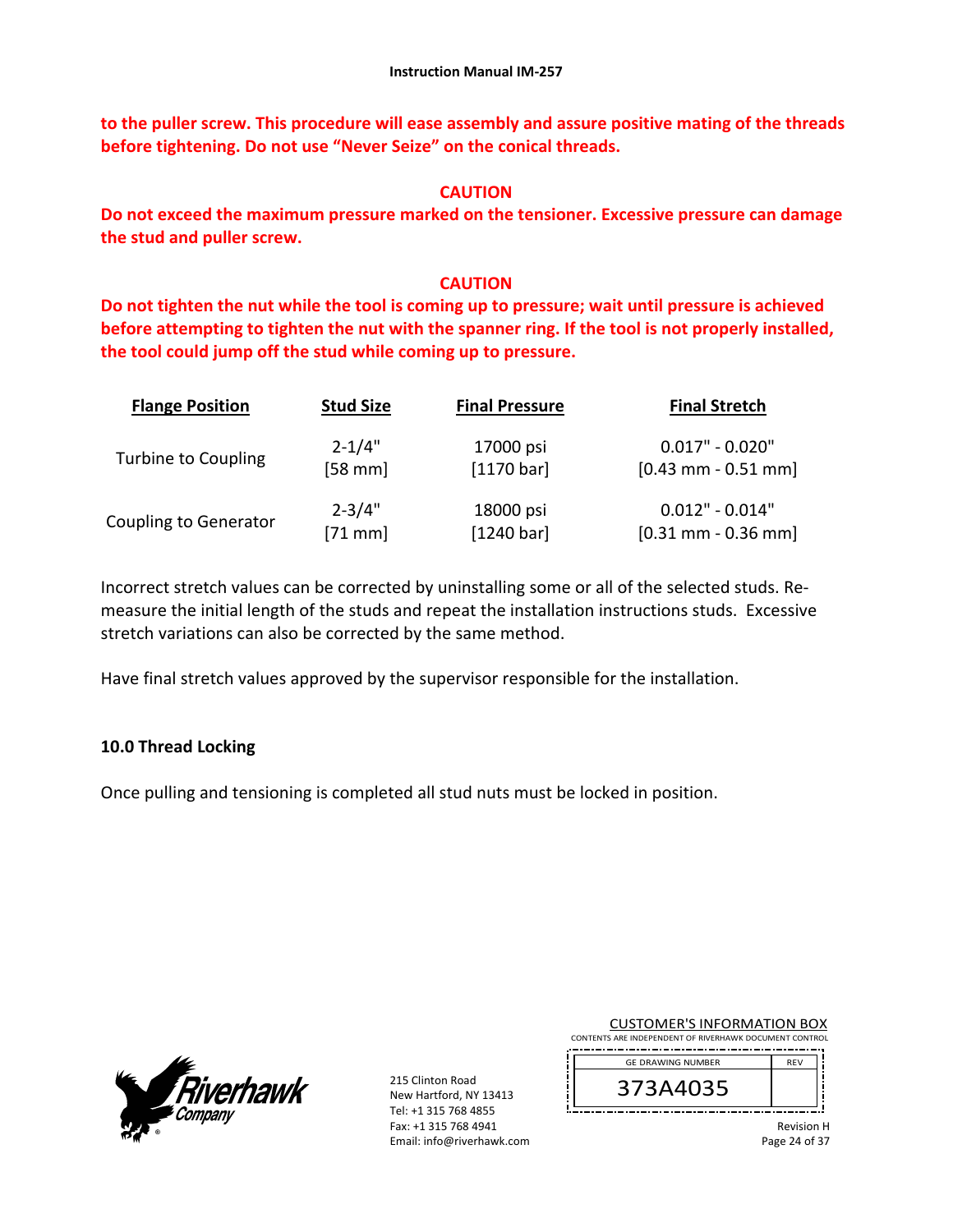**to the puller screw. This procedure will ease assembly and assure positive mating of the threads before tightening. Do not use "Never Seize" on the conical threads.**

**CAUTION**

**Do not exceed the maximum pressure marked on the tensioner. Excessive pressure can damage the stud and puller screw.**

**CAUTION**

**Do not tighten the nut while the tool is coming up to pressure; wait until pressure is achieved before attempting to tighten the nut with the spanner ring. If the tool is not properly installed, the tool could jump off the stud while coming up to pressure.**

| Flange Position | Stud Size | Final Pressure | Final Stretch |
|---|---|---|---|
| Turbine to Coupling | 2-1/4" [58 mm] | 17000 psi [1170 bar] | 0.017" - 0.020" [0.43 mm - 0.51 mm] |
| Coupling to Generator | 2-3/4" [71 mm] | 18000 psi [1240 bar] | 0.012" - 0.014" [0.31 mm - 0.36 mm] |

Incorrect stretch values can be corrected by uninstalling some or all of the selected studs. Re-measure the initial length of the studs and repeat the installation instructions studs. Excessive stretch variations can also be corrected by the same method.

Have final stretch values approved by the supervisor responsible for the installation.

## 10.0 Thread Locking

Once pulling and tensioning is completed all stud nuts must be locked in position.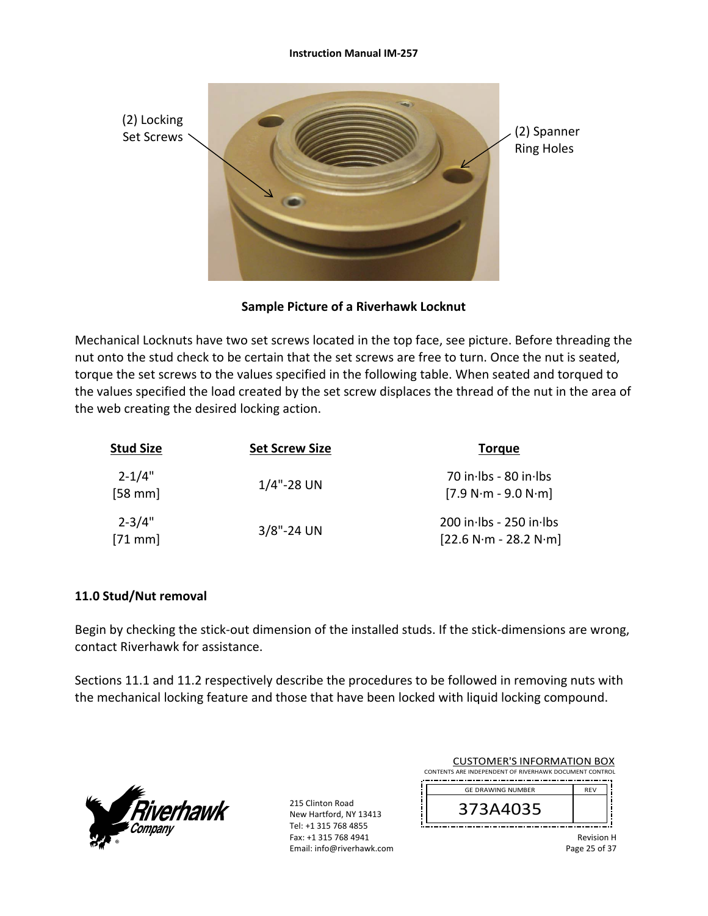(2) Locking Set Screws

(2) Spanner Ring Holes

**Sample Picture of a Riverhawk Locknut**

Mechanical Locknuts have two set screws located in the top face, see picture. Before threading the nut onto the stud check to be certain that the set screws are free to turn. Once the nut is seated, torque the set screws to the values specified in the following table. When seated and torqued to the values specified the load created by the set screw displaces the thread of the nut in the area of the web creating the desired locking action.

| Stud Size | Set Screw Size | Torque |
|---|---|---|
| 2-1/4" [58 mm] | 1/4"-28 UN | 70 in·lbs - 80 in·lbs [7.9 N·m - 9.0 N·m] |
| 2-3/4" [71 mm] | 3/8"-24 UN | 200 in·lbs - 250 in·lbs [22.6 N·m - 28.2 N·m] |

## 11.0 Stud/Nut removal

Begin by checking the stick-out dimension of the installed studs. If the stick-dimensions are wrong, contact Riverhawk for assistance.

Sections 11.1 and 11.2 respectively describe the procedures to be followed in removing nuts with the mechanical locking feature and those that have been locked with liquid locking compound.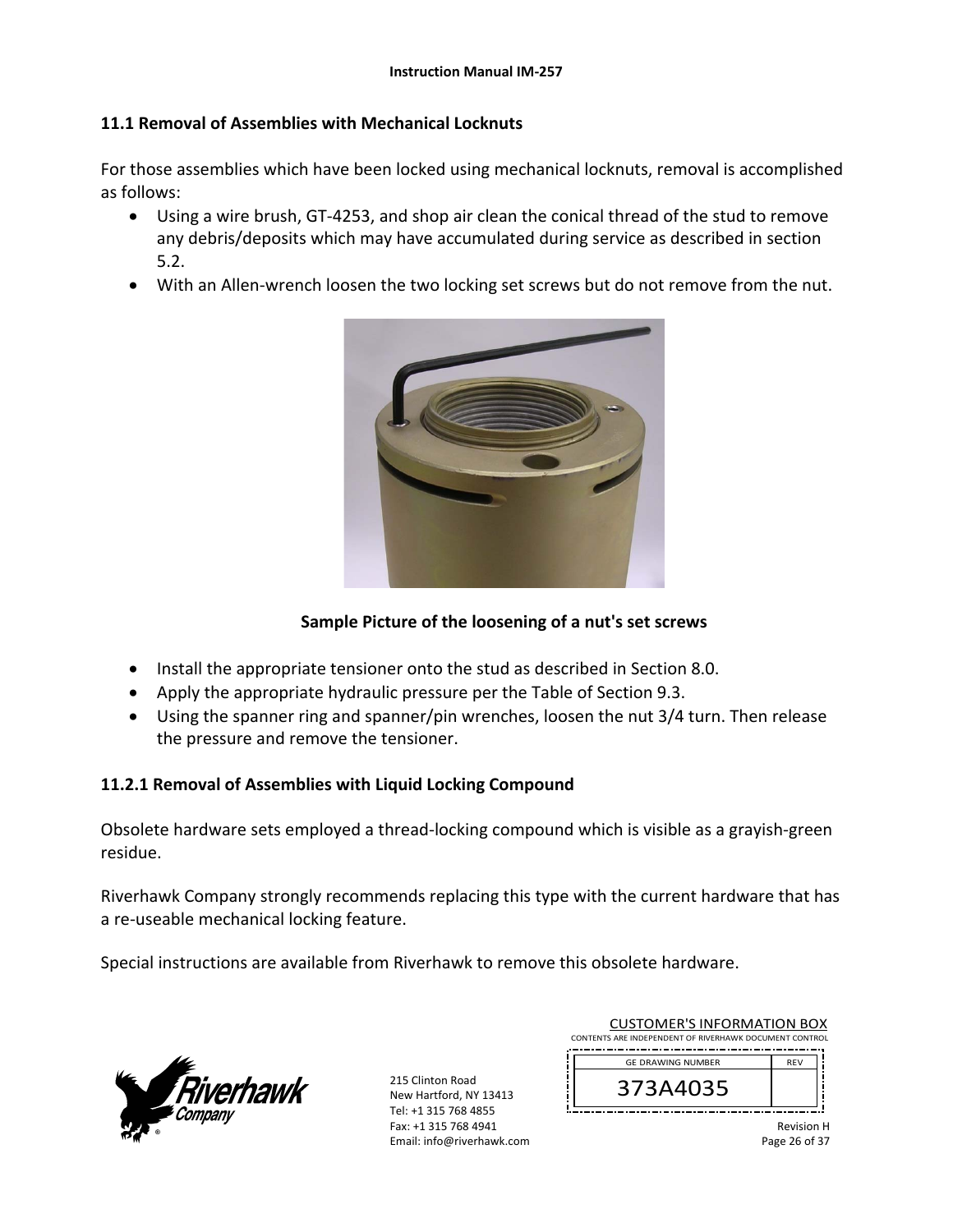## 11.1 Removal of Assemblies with Mechanical Locknuts

For those assemblies which have been locked using mechanical locknuts, removal is accomplished as follows:

- Using a wire brush, GT-4253, and shop air clean the conical thread of the stud to remove any debris/deposits which may have accumulated during service as described in section 5.2.
- With an Allen-wrench loosen the two locking set screws but do not remove from the nut.

**Sample Picture of the loosening of a nut's set screws**

- Install the appropriate tensioner onto the stud as described in Section 8.0.
- Apply the appropriate hydraulic pressure per the Table of Section 9.3.
- Using the spanner ring and spanner/pin wrenches, loosen the nut 3/4 turn. Then release the pressure and remove the tensioner.

## 11.2.1 Removal of Assemblies with Liquid Locking Compound

Obsolete hardware sets employed a thread-locking compound which is visible as a grayish-green residue.

Riverhawk Company strongly recommends replacing this type with the current hardware that has a re-useable mechanical locking feature.

Special instructions are available from Riverhawk to remove this obsolete hardware.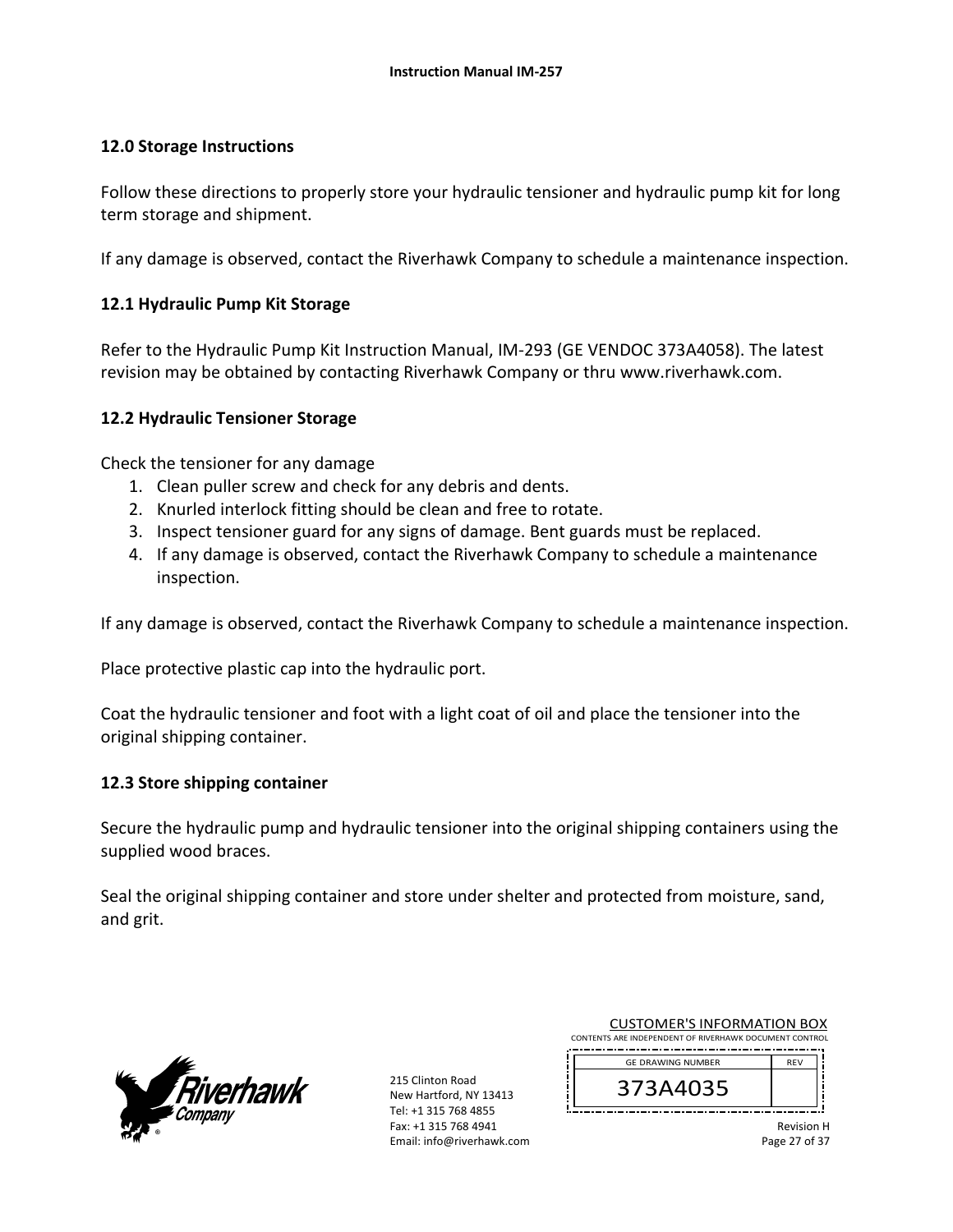## 12.0 Storage Instructions

Follow these directions to properly store your hydraulic tensioner and hydraulic pump kit for long term storage and shipment.

If any damage is observed, contact the Riverhawk Company to schedule a maintenance inspection.

### 12.1 Hydraulic Pump Kit Storage

Refer to the Hydraulic Pump Kit Instruction Manual, IM-293 (GE VENDOC 373A4058). The latest revision may be obtained by contacting Riverhawk Company or thru www.riverhawk.com.

### 12.2 Hydraulic Tensioner Storage

Check the tensioner for any damage

1. Clean puller screw and check for any debris and dents.
2. Knurled interlock fitting should be clean and free to rotate.
3. Inspect tensioner guard for any signs of damage. Bent guards must be replaced.
4. If any damage is observed, contact the Riverhawk Company to schedule a maintenance inspection.

If any damage is observed, contact the Riverhawk Company to schedule a maintenance inspection.

Place protective plastic cap into the hydraulic port.

Coat the hydraulic tensioner and foot with a light coat of oil and place the tensioner into the original shipping container.

### 12.3 Store shipping container

Secure the hydraulic pump and hydraulic tensioner into the original shipping containers using the supplied wood braces.

Seal the original shipping container and store under shelter and protected from moisture, sand, and grit.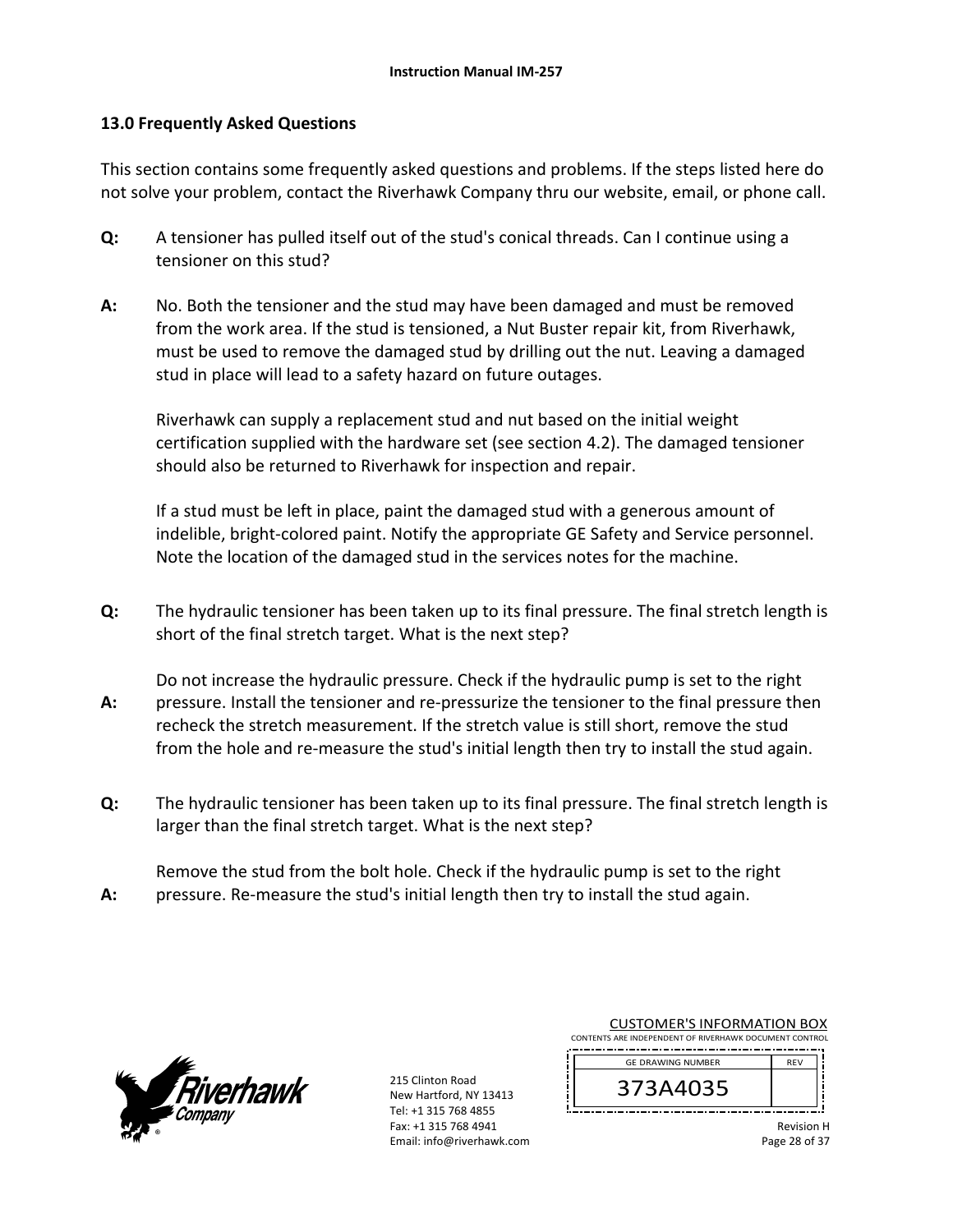## 13.0 Frequently Asked Questions

This section contains some frequently asked questions and problems. If the steps listed here do not solve your problem, contact the Riverhawk Company thru our website, email, or phone call.

**Q:** A tensioner has pulled itself out of the stud's conical threads. Can I continue using a tensioner on this stud?

**A:** No. Both the tensioner and the stud may have been damaged and must be removed from the work area. If the stud is tensioned, a Nut Buster repair kit, from Riverhawk, must be used to remove the damaged stud by drilling out the nut. Leaving a damaged stud in place will lead to a safety hazard on future outages.

Riverhawk can supply a replacement stud and nut based on the initial weight certification supplied with the hardware set (see section 4.2). The damaged tensioner should also be returned to Riverhawk for inspection and repair.

If a stud must be left in place, paint the damaged stud with a generous amount of indelible, bright-colored paint. Notify the appropriate GE Safety and Service personnel. Note the location of the damaged stud in the services notes for the machine.

**Q:** The hydraulic tensioner has been taken up to its final pressure. The final stretch length is short of the final stretch target. What is the next step?

**A:** Do not increase the hydraulic pressure. Check if the hydraulic pump is set to the right pressure. Install the tensioner and re-pressurize the tensioner to the final pressure then recheck the stretch measurement. If the stretch value is still short, remove the stud from the hole and re-measure the stud's initial length then try to install the stud again.

**Q:** The hydraulic tensioner has been taken up to its final pressure. The final stretch length is larger than the final stretch target. What is the next step?

**A:** Remove the stud from the bolt hole. Check if the hydraulic pump is set to the right pressure. Re-measure the stud's initial length then try to install the stud again.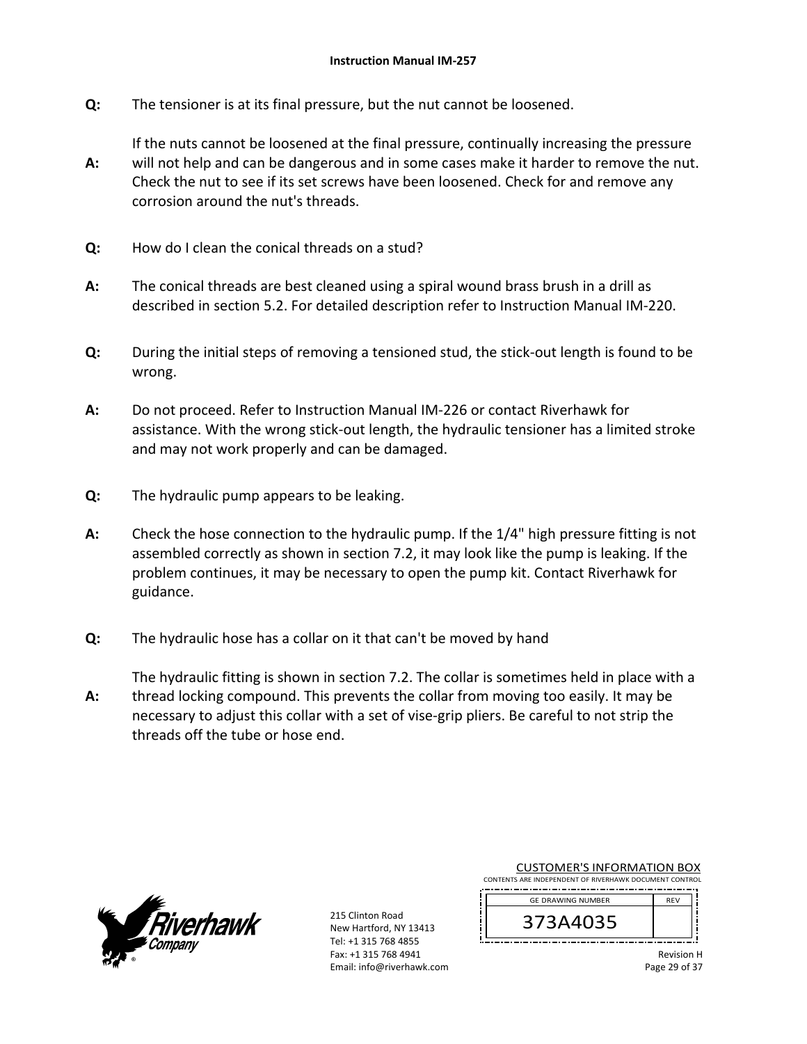**Q:** The tensioner is at its final pressure, but the nut cannot be loosened.

**A:** If the nuts cannot be loosened at the final pressure, continually increasing the pressure will not help and can be dangerous and in some cases make it harder to remove the nut. Check the nut to see if its set screws have been loosened. Check for and remove any corrosion around the nut's threads.

**Q:** How do I clean the conical threads on a stud?

**A:** The conical threads are best cleaned using a spiral wound brass brush in a drill as described in section 5.2. For detailed description refer to Instruction Manual IM-220.

**Q:** During the initial steps of removing a tensioned stud, the stick-out length is found to be wrong.

**A:** Do not proceed. Refer to Instruction Manual IM-226 or contact Riverhawk for assistance. With the wrong stick-out length, the hydraulic tensioner has a limited stroke and may not work properly and can be damaged.

**Q:** The hydraulic pump appears to be leaking.

**A:** Check the hose connection to the hydraulic pump. If the 1/4" high pressure fitting is not assembled correctly as shown in section 7.2, it may look like the pump is leaking. If the problem continues, it may be necessary to open the pump kit. Contact Riverhawk for guidance.

**Q:** The hydraulic hose has a collar on it that can't be moved by hand

**A:** The hydraulic fitting is shown in section 7.2. The collar is sometimes held in place with a thread locking compound. This prevents the collar from moving too easily. It may be necessary to adjust this collar with a set of vise-grip pliers. Be careful to not strip the threads off the tube or hose end.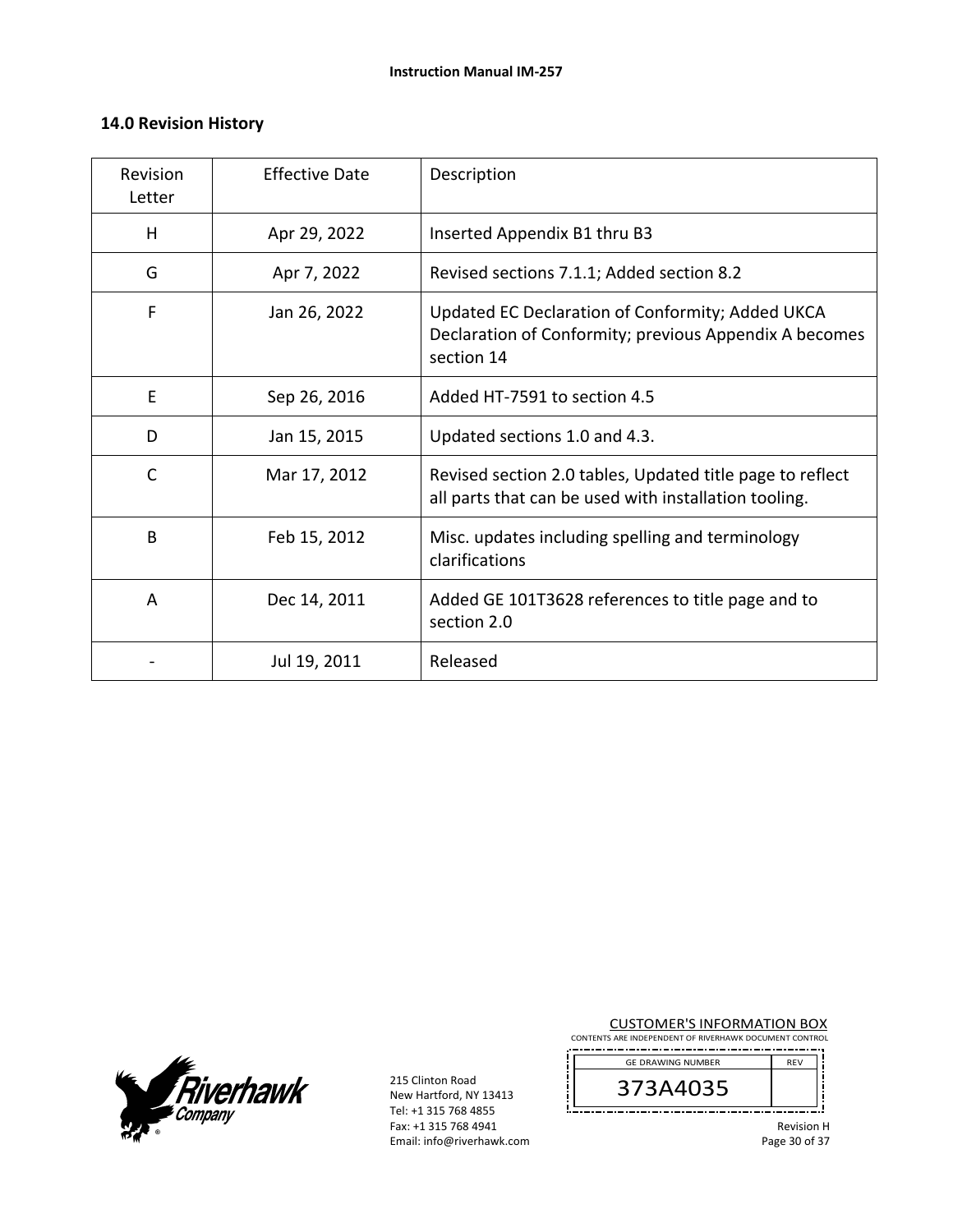## 14.0 Revision History

| Revision Letter | Effective Date | Description |
|---|---|---|
| H | Apr 29, 2022 | Inserted Appendix B1 thru B3 |
| G | Apr 7, 2022 | Revised sections 7.1.1; Added section 8.2 |
| F | Jan 26, 2022 | Updated EC Declaration of Conformity; Added UKCA Declaration of Conformity; previous Appendix A becomes section 14 |
| E | Sep 26, 2016 | Added HT-7591 to section 4.5 |
| D | Jan 15, 2015 | Updated sections 1.0 and 4.3. |
| C | Mar 17, 2012 | Revised section 2.0 tables, Updated title page to reflect all parts that can be used with installation tooling. |
| B | Feb 15, 2012 | Misc. updates including spelling and terminology clarifications |
| A | Dec 14, 2011 | Added GE 101T3628 references to title page and to section 2.0 |
| - | Jul 19, 2011 | Released |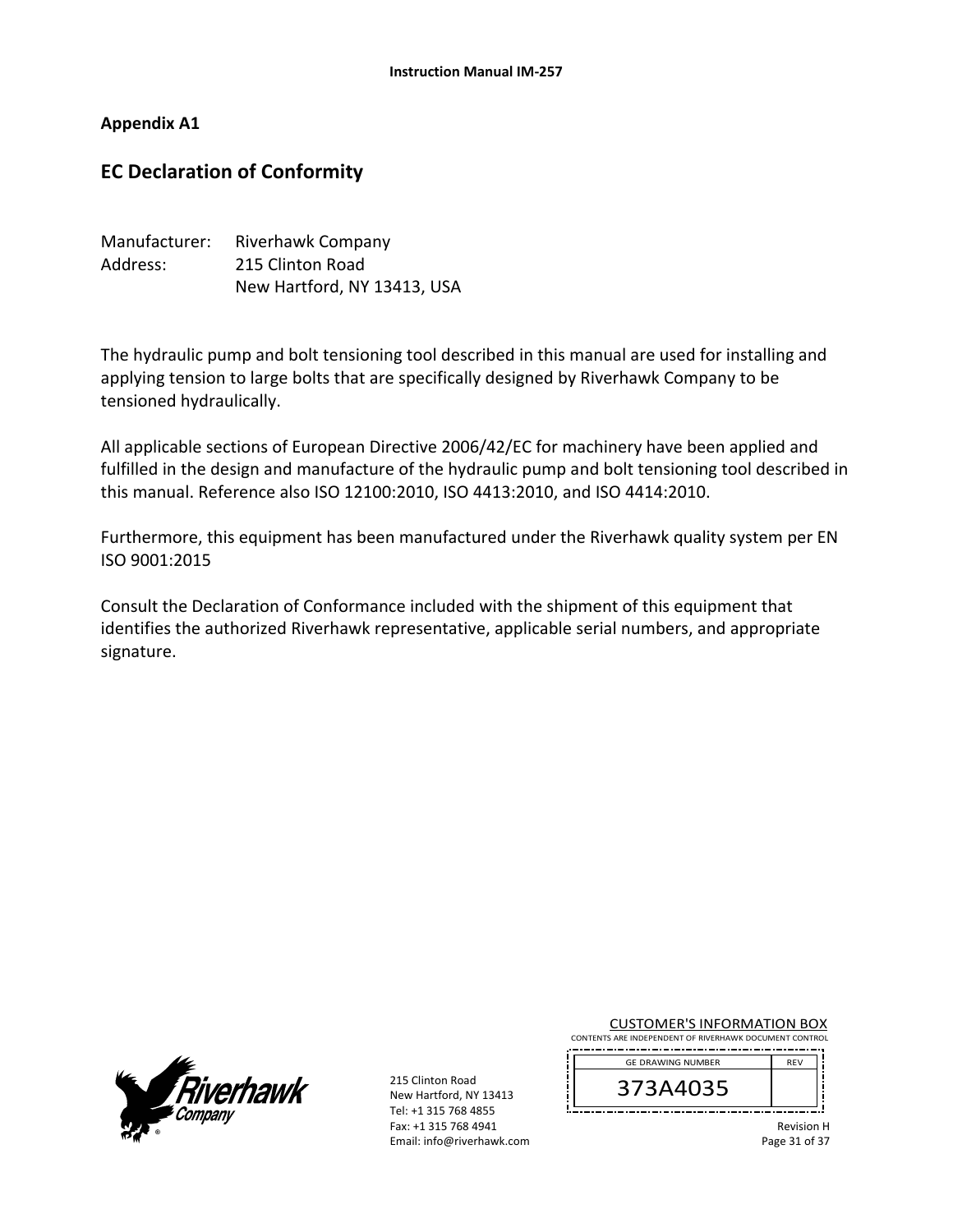## Appendix A1

# EC Declaration of Conformity

Manufacturer: Riverhawk Company
Address: 215 Clinton Road
New Hartford, NY 13413, USA

The hydraulic pump and bolt tensioning tool described in this manual are used for installing and applying tension to large bolts that are specifically designed by Riverhawk Company to be tensioned hydraulically.

All applicable sections of European Directive 2006/42/EC for machinery have been applied and fulfilled in the design and manufacture of the hydraulic pump and bolt tensioning tool described in this manual. Reference also ISO 12100:2010, ISO 4413:2010, and ISO 4414:2010.

Furthermore, this equipment has been manufactured under the Riverhawk quality system per EN ISO 9001:2015

Consult the Declaration of Conformance included with the shipment of this equipment that identifies the authorized Riverhawk representative, applicable serial numbers, and appropriate signature.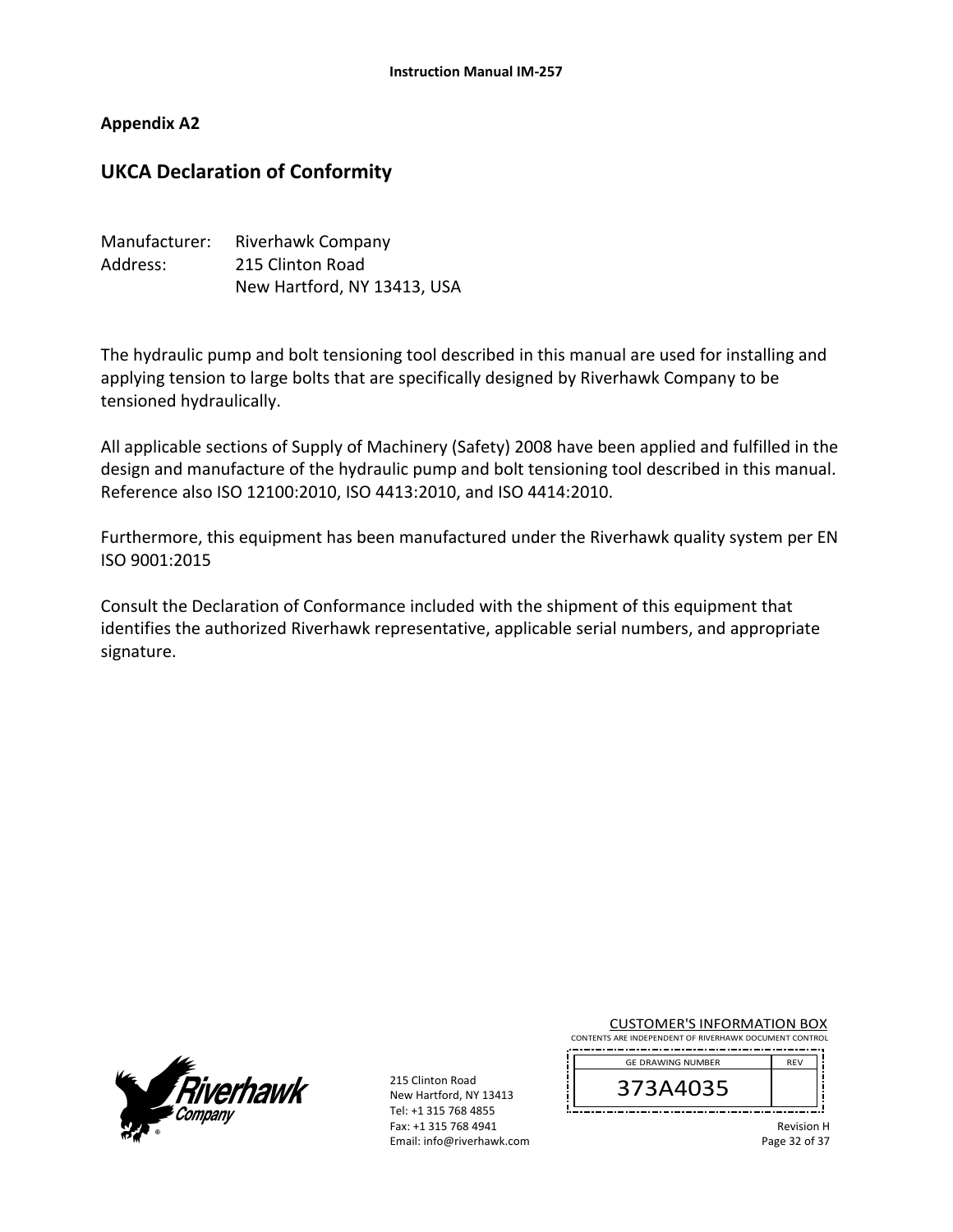## Appendix A2

# UKCA Declaration of Conformity

Manufacturer: Riverhawk Company
Address: 215 Clinton Road
New Hartford, NY 13413, USA

The hydraulic pump and bolt tensioning tool described in this manual are used for installing and applying tension to large bolts that are specifically designed by Riverhawk Company to be tensioned hydraulically.

All applicable sections of Supply of Machinery (Safety) 2008 have been applied and fulfilled in the design and manufacture of the hydraulic pump and bolt tensioning tool described in this manual. Reference also ISO 12100:2010, ISO 4413:2010, and ISO 4414:2010.

Furthermore, this equipment has been manufactured under the Riverhawk quality system per EN ISO 9001:2015

Consult the Declaration of Conformance included with the shipment of this equipment that identifies the authorized Riverhawk representative, applicable serial numbers, and appropriate signature.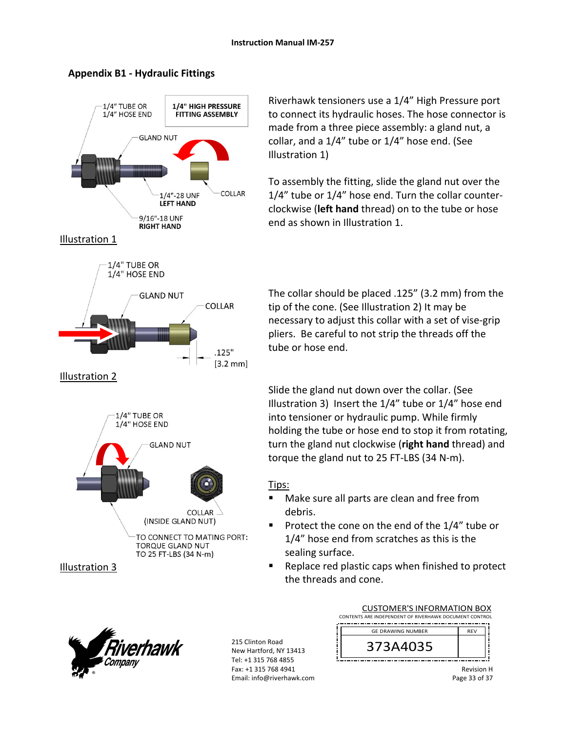## Appendix B1 - Hydraulic Fittings

Riverhawk tensioners use a 1/4" High Pressure port to connect its hydraulic hoses. The hose connector is made from a three piece assembly: a gland nut, a collar, and a 1/4" tube or 1/4" hose end. (See Illustration 1)

1/4" TUBE OR 1/4" HOSE END

**1/4" HIGH PRESSURE FITTING ASSEMBLY**

GLAND NUT

1/4"-28 UNF **LEFT HAND**

COLLAR

9/16"-18 UNF **RIGHT HAND**

Illustration 1

To assembly the fitting, slide the gland nut over the 1/4" tube or 1/4" hose end. Turn the collar counter-clockwise (**left hand** thread) on to the tube or hose end as shown in Illustration 1.

1/4" TUBE OR 1/4" HOSE END

GLAND NUT

COLLAR

.125" [3.2 mm]

Illustration 2

The collar should be placed .125" (3.2 mm) from the tip of the cone. (See Illustration 2) It may be necessary to adjust this collar with a set of vise-grip pliers. Be careful to not strip the threads off the tube or hose end.

1/4" TUBE OR 1/4" HOSE END

GLAND NUT

COLLAR (INSIDE GLAND NUT)

TO CONNECT TO MATING PORT: TORQUE GLAND NUT TO 25 FT-LBS (34 N-m)

Illustration 3

Slide the gland nut down over the collar. (See Illustration 3) Insert the 1/4" tube or 1/4" hose end into tensioner or hydraulic pump. While firmly holding the tube or hose end to stop it from rotating, turn the gland nut clockwise (**right hand** thread) and torque the gland nut to 25 FT-LBS (34 N-m).

Tips:

- Make sure all parts are clean and free from debris.
- Protect the cone on the end of the 1/4" tube or 1/4" hose end from scratches as this is the sealing surface.
- Replace red plastic caps when finished to protect the threads and cone.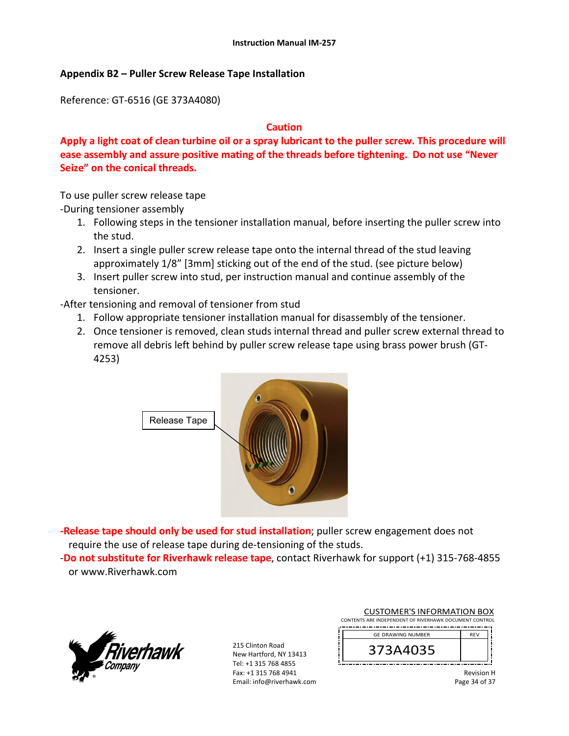## Appendix B2 – Puller Screw Release Tape Installation

Reference: GT-6516 (GE 373A4080)

**Caution**

**Apply a light coat of clean turbine oil or a spray lubricant to the puller screw. This procedure will ease assembly and assure positive mating of the threads before tightening. Do not use "Never Seize" on the conical threads.**

To use puller screw release tape

-During tensioner assembly

1. Following steps in the tensioner installation manual, before inserting the puller screw into the stud.
2. Insert a single puller screw release tape onto the internal thread of the stud leaving approximately 1/8" [3mm] sticking out of the end of the stud. (see picture below)
3. Insert puller screw into stud, per instruction manual and continue assembly of the tensioner.

-After tensioning and removal of tensioner from stud

1. Follow appropriate tensioner installation manual for disassembly of the tensioner.
2. Once tensioner is removed, clean studs internal thread and puller screw external thread to remove all debris left behind by puller screw release tape using brass power brush (GT-4253)

Release Tape

-**Release tape should only be used for stud installation**; puller screw engagement does not require the use of release tape during de-tensioning of the studs.

-**Do not substitute for Riverhawk release tape**, contact Riverhawk for support (+1) 315-768-4855 or www.Riverhawk.com

215 Clinton Road
New Hartford, NY 13413
Tel: +1 315 768 4855
Fax: +1 315 768 4941
Email: info@riverhawk.com

CUSTOMER'S INFORMATION BOX
CONTENTS ARE INDEPENDENT OF RIVERHAWK DOCUMENT CONTROL

| GE DRAWING NUMBER | REV |
|---|---|
| 373A4035 | |

Revision H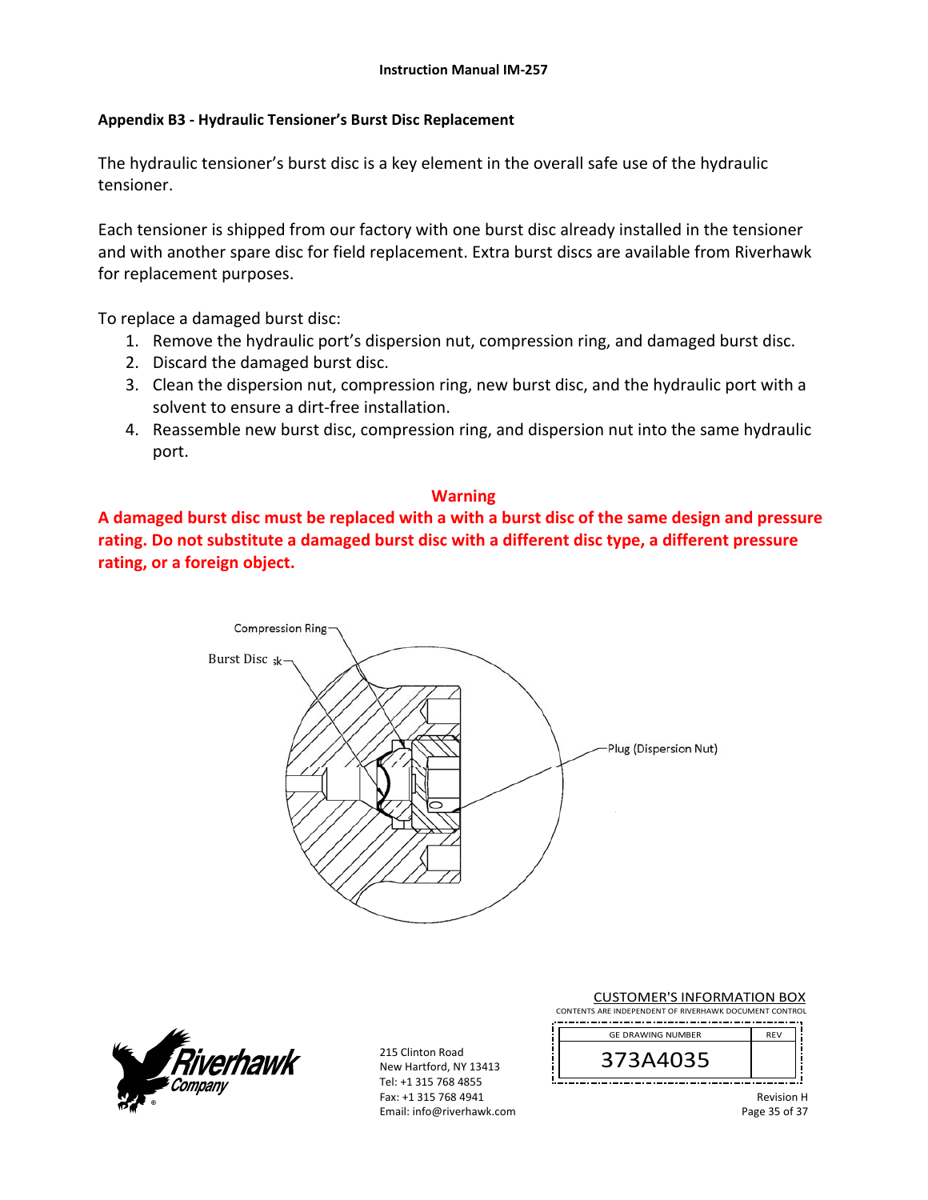## Appendix B3 - Hydraulic Tensioner's Burst Disc Replacement

The hydraulic tensioner's burst disc is a key element in the overall safe use of the hydraulic tensioner.

Each tensioner is shipped from our factory with one burst disc already installed in the tensioner and with another spare disc for field replacement. Extra burst discs are available from Riverhawk for replacement purposes.

To replace a damaged burst disc:

1. Remove the hydraulic port's dispersion nut, compression ring, and damaged burst disc.
2. Discard the damaged burst disc.
3. Clean the dispersion nut, compression ring, new burst disc, and the hydraulic port with a solvent to ensure a dirt-free installation.
4. Reassemble new burst disc, compression ring, and dispersion nut into the same hydraulic port.

**Warning**

**A damaged burst disc must be replaced with a with a burst disc of the same design and pressure rating. Do not substitute a damaged burst disc with a different disc type, a different pressure rating, or a foreign object.**

Compression Ring

Burst Disc

Plug (Dispersion Nut)

215 Clinton Road
New Hartford, NY 13413
Tel: +1 315 768 4855
Fax: +1 315 768 4941
Email: info@riverhawk.com

CUSTOMER'S INFORMATION BOX
CONTENTS ARE INDEPENDENT OF RIVERHAWK DOCUMENT CONTROL

| GE DRAWING NUMBER | REV |
|---|---|
| 373A4035 | |

Revision H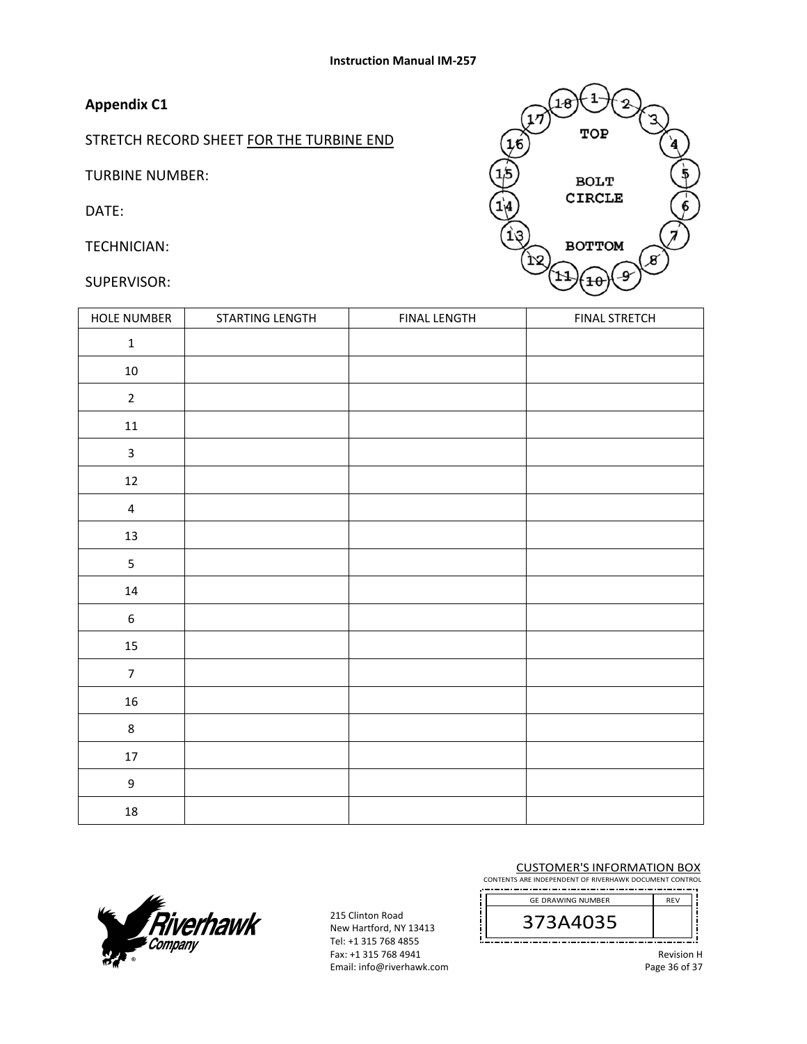## Appendix C1

STRETCH RECORD SHEET FOR THE TURBINE END

TURBINE NUMBER:

DATE:

TECHNICIAN:

SUPERVISOR:

TOP

BOLT CIRCLE

BOTTOM

| HOLE NUMBER | STARTING LENGTH | FINAL LENGTH | FINAL STRETCH |
|---|---|---|---|
| 1 | | | |
| 10 | | | |
| 2 | | | |
| 11 | | | |
| 3 | | | |
| 12 | | | |
| 4 | | | |
| 13 | | | |
| 5 | | | |
| 14 | | | |
| 6 | | | |
| 15 | | | |
| 7 | | | |
| 16 | | | |
| 8 | | | |
| 17 | | | |
| 9 | | | |
| 18 | | | |

215 Clinton Road
New Hartford, NY 13413
Tel: +1 315 768 4855
Fax: +1 315 768 4941
Email: info@riverhawk.com

CUSTOMER'S INFORMATION BOX
CONTENTS ARE INDEPENDENT OF RIVERHAWK DOCUMENT CONTROL

| GE DRAWING NUMBER | REV |
|---|---|
| 373A4035 | |

Revision H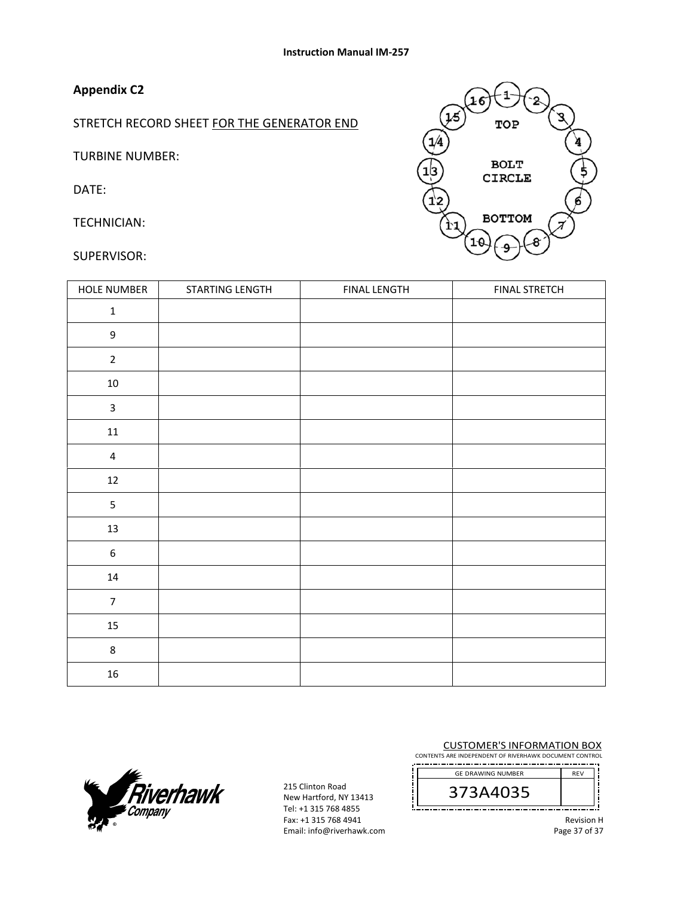## Appendix C2

STRETCH RECORD SHEET <u>FOR THE GENERATOR END</u>

TURBINE NUMBER:

DATE:

TECHNICIAN:

SUPERVISOR:

16 1 2 15 3 TOP 14 4 BOLT 13 CIRCLE 5 12 6 BOTTOM 11 7 10 9 8

| HOLE NUMBER | STARTING LENGTH | FINAL LENGTH | FINAL STRETCH |
|---|---|---|---|
| 1 | | | |
| 9 | | | |
| 2 | | | |
| 10 | | | |
| 3 | | | |
| 11 | | | |
| 4 | | | |
| 12 | | | |
| 5 | | | |
| 13 | | | |
| 6 | | | |
| 14 | | | |
| 7 | | | |
| 15 | | | |
| 8 | | | |
| 16 | | | |

Riverhawk Company

215 Clinton Road
New Hartford, NY 13413
Tel: +1 315 768 4855
Fax: +1 315 768 4941
Email: info@riverhawk.com

CUSTOMER'S INFORMATION BOX
CONTENTS ARE INDEPENDENT OF RIVERHAWK DOCUMENT CONTROL

| GE DRAWING NUMBER | REV |
|---|---|
| 373A4035 | |

Revision H